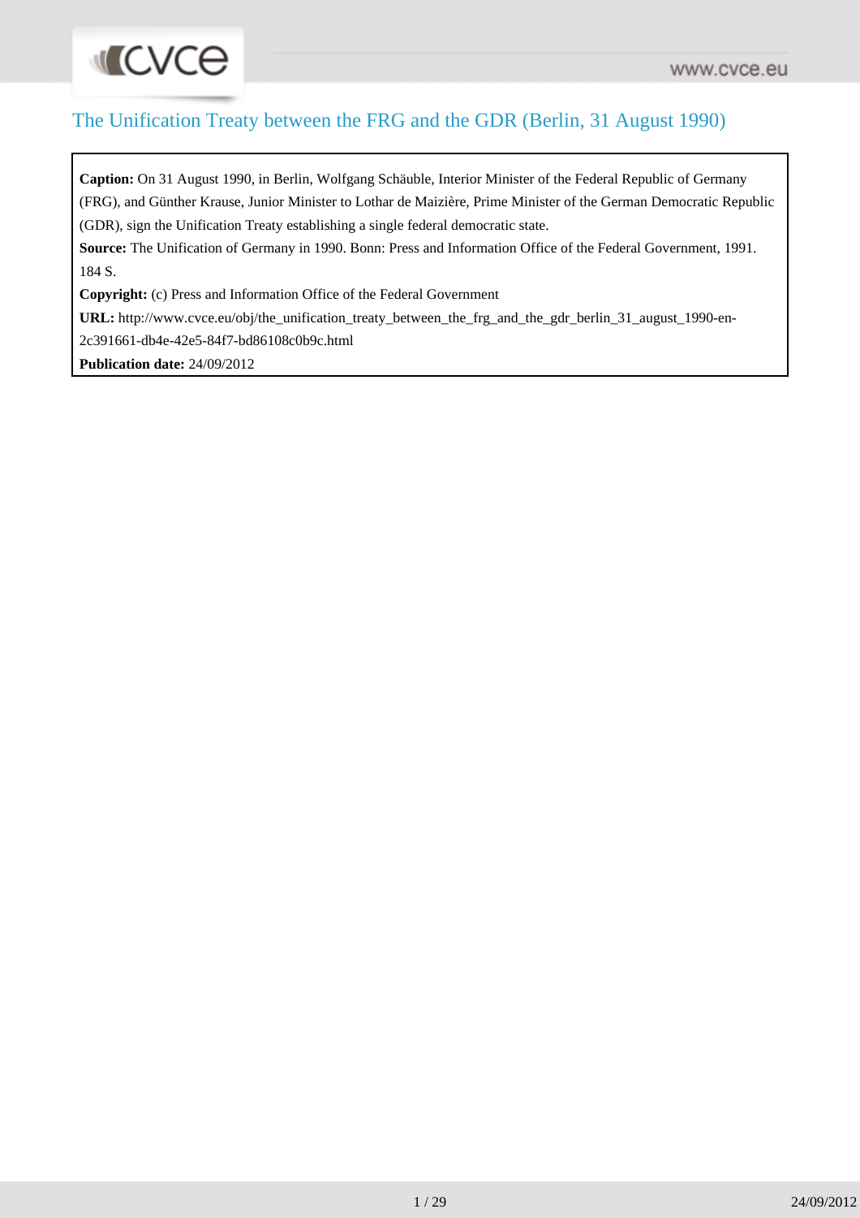# The Unification Treaty between the FRG and the GDR (Berlin, 31 August 1990)

**Caption:** On 31 August 1990, in Berlin, Wolfgang Schäuble, Interior Minister of the Federal Republic of Germany (FRG), and Günther Krause, Junior Minister to Lothar de Maizière, Prime Minister of the German Democratic Republic (GDR), sign the Unification Treaty establishing a single federal democratic state.

**Source:** The Unification of Germany in 1990. Bonn: Press and Information Office of the Federal Government, 1991. 184 S.

**Copyright:** (c) Press and Information Office of the Federal Government

**URL:** http://www.cvce.eu/obj/the_unification_treaty_between_the_frg_and_the_gdr_berlin_31_august_1990-en-2c391661-db4e-42e5-84f7-bd86108c0b9c.html

**Publication date:** 24/09/2012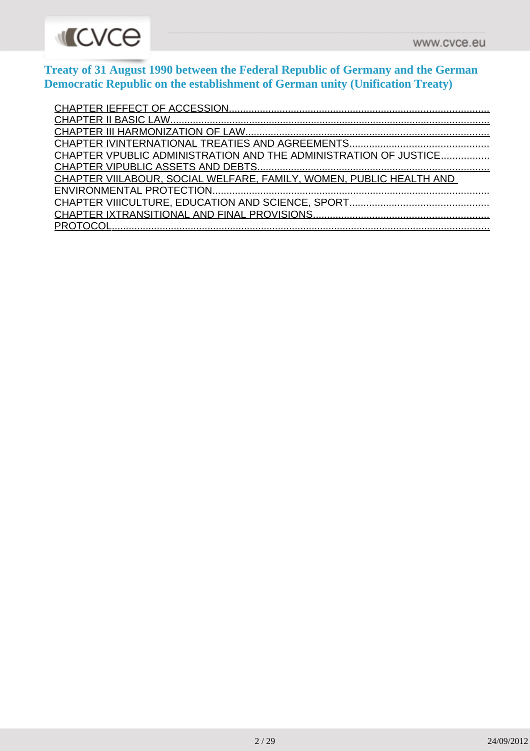# Treaty of 31 August 1990 between the Federal Republic of Germany and the German Democratic Republic on the establishment of German unity (Unification Treaty)

- CHAPTER IEFFECT OF ACCESSION
- CHAPTER II BASIC LAW
- CHAPTER III HARMONIZATION OF LAW
- CHAPTER IVINTERNATIONAL TREATIES AND AGREEMENTS
- CHAPTER VPUBLIC ADMINISTRATION AND THE ADMINISTRATION OF JUSTICE
- CHAPTER VIPUBLIC ASSETS AND DEBTS
- CHAPTER VIILABOUR, SOCIAL WELFARE, FAMILY, WOMEN, PUBLIC HEALTH AND ENVIRONMENTAL PROTECTION
- CHAPTER VIIICULTURE, EDUCATION AND SCIENCE, SPORT
- CHAPTER IXTRANSITIONAL AND FINAL PROVISIONS
- PROTOCOL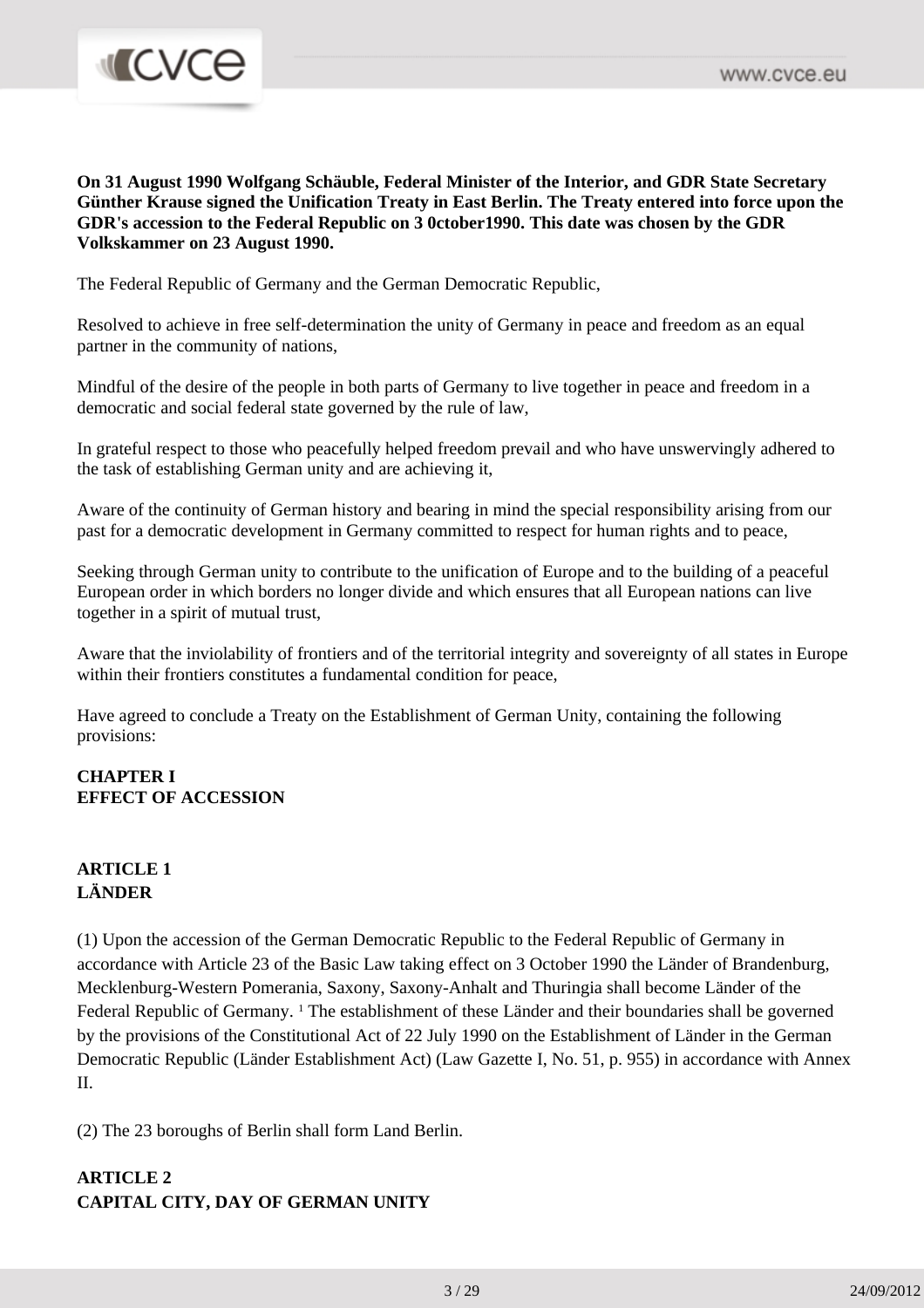**On 31 August 1990 Wolfgang Schäuble, Federal Minister of the Interior, and GDR State Secretary Günther Krause signed the Unification Treaty in East Berlin. The Treaty entered into force upon the GDR's accession to the Federal Republic on 3 0ctober1990. This date was chosen by the GDR Volkskammer on 23 August 1990.**

The Federal Republic of Germany and the German Democratic Republic,

Resolved to achieve in free self-determination the unity of Germany in peace and freedom as an equal partner in the community of nations,

Mindful of the desire of the people in both parts of Germany to live together in peace and freedom in a democratic and social federal state governed by the rule of law,

In grateful respect to those who peacefully helped freedom prevail and who have unswervingly adhered to the task of establishing German unity and are achieving it,

Aware of the continuity of German history and bearing in mind the special responsibility arising from our past for a democratic development in Germany committed to respect for human rights and to peace,

Seeking through German unity to contribute to the unification of Europe and to the building of a peaceful European order in which borders no longer divide and which ensures that all European nations can live together in a spirit of mutual trust,

Aware that the inviolability of frontiers and of the territorial integrity and sovereignty of all states in Europe within their frontiers constitutes a fundamental condition for peace,

Have agreed to conclude a Treaty on the Establishment of German Unity, containing the following provisions:

## CHAPTER I
## EFFECT OF ACCESSION

### ARTICLE 1
### LÄNDER

(1) Upon the accession of the German Democratic Republic to the Federal Republic of Germany in accordance with Article 23 of the Basic Law taking effect on 3 October 1990 the Länder of Brandenburg, Mecklenburg-Western Pomerania, Saxony, Saxony-Anhalt and Thuringia shall become Länder of the Federal Republic of Germany. [1] The establishment of these Länder and their boundaries shall be governed by the provisions of the Constitutional Act of 22 July 1990 on the Establishment of Länder in the German Democratic Republic (Länder Establishment Act) (Law Gazette I, No. 51, p. 955) in accordance with Annex II.

(2) The 23 boroughs of Berlin shall form Land Berlin.

### ARTICLE 2
### CAPITAL CITY, DAY OF GERMAN UNITY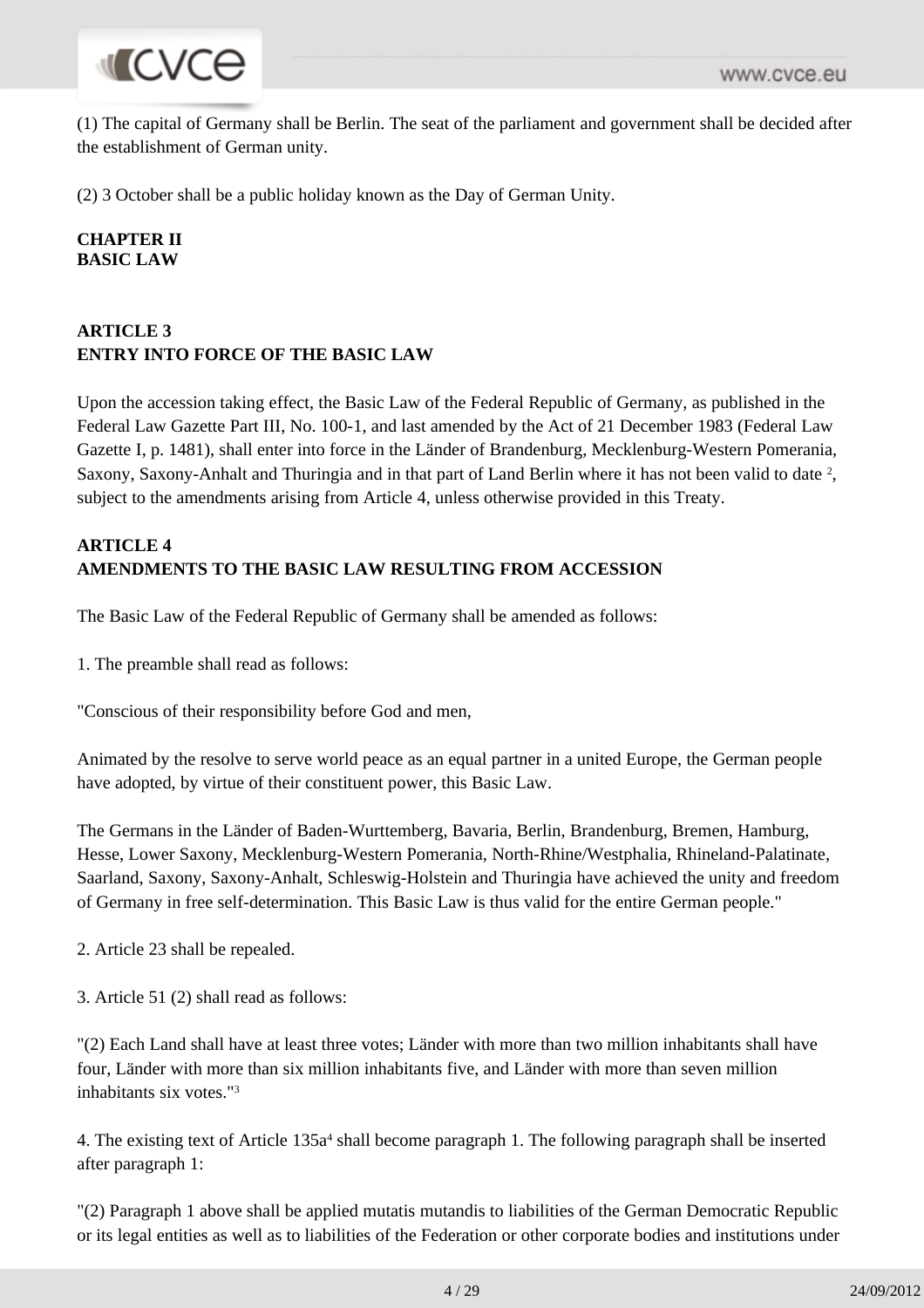(1) The capital of Germany shall be Berlin. The seat of the parliament and government shall be decided after the establishment of German unity.

(2) 3 October shall be a public holiday known as the Day of German Unity.

## CHAPTER II
## BASIC LAW

### ARTICLE 3
### ENTRY INTO FORCE OF THE BASIC LAW

Upon the accession taking effect, the Basic Law of the Federal Republic of Germany, as published in the Federal Law Gazette Part III, No. 100-1, and last amended by the Act of 21 December 1983 (Federal Law Gazette I, p. 1481), shall enter into force in the Länder of Brandenburg, Mecklenburg-Western Pomerania, Saxony, Saxony-Anhalt and Thuringia and in that part of Land Berlin where it has not been valid to date [2], subject to the amendments arising from Article 4, unless otherwise provided in this Treaty.

### ARTICLE 4
### AMENDMENTS TO THE BASIC LAW RESULTING FROM ACCESSION

The Basic Law of the Federal Republic of Germany shall be amended as follows:

1. The preamble shall read as follows:

"Conscious of their responsibility before God and men,

Animated by the resolve to serve world peace as an equal partner in a united Europe, the German people have adopted, by virtue of their constituent power, this Basic Law.

The Germans in the Länder of Baden-Wurttemberg, Bavaria, Berlin, Brandenburg, Bremen, Hamburg, Hesse, Lower Saxony, Mecklenburg-Western Pomerania, North-Rhine/Westphalia, Rhineland-Palatinate, Saarland, Saxony, Saxony-Anhalt, Schleswig-Holstein and Thuringia have achieved the unity and freedom of Germany in free self-determination. This Basic Law is thus valid for the entire German people."

2. Article 23 shall be repealed.

3. Article 51 (2) shall read as follows:

"(2) Each Land shall have at least three votes; Länder with more than two million inhabitants shall have four, Länder with more than six million inhabitants five, and Länder with more than seven million inhabitants six votes."[3]

4. The existing text of Article 135a[4] shall become paragraph 1. The following paragraph shall be inserted after paragraph 1:

"(2) Paragraph 1 above shall be applied mutatis mutandis to liabilities of the German Democratic Republic or its legal entities as well as to liabilities of the Federation or other corporate bodies and institutions under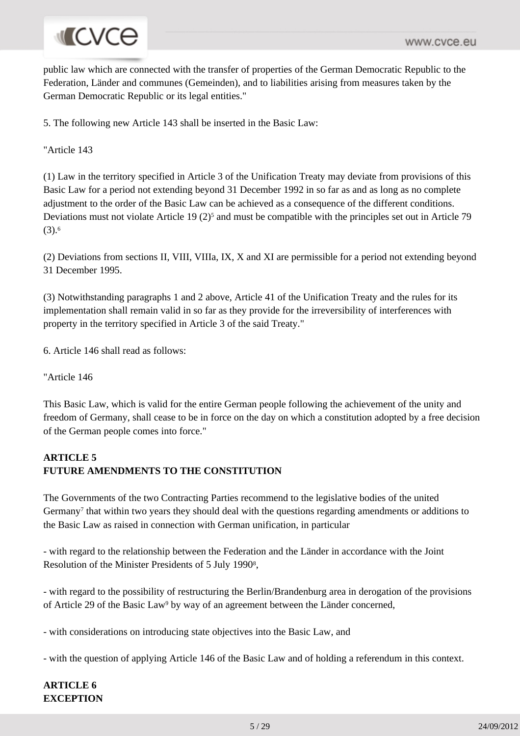public law which are connected with the transfer of properties of the German Democratic Republic to the Federation, Länder and communes (Gemeinden), and to liabilities arising from measures taken by the German Democratic Republic or its legal entities."

5. The following new Article 143 shall be inserted in the Basic Law:

"Article 143

(1) Law in the territory specified in Article 3 of the Unification Treaty may deviate from provisions of this Basic Law for a period not extending beyond 31 December 1992 in so far as and as long as no complete adjustment to the order of the Basic Law can be achieved as a consequence of the different conditions. Deviations must not violate Article 19 (2)[5] and must be compatible with the principles set out in Article 79 (3).[6]

(2) Deviations from sections II, VIII, VIIIa, IX, X and XI are permissible for a period not extending beyond 31 December 1995.

(3) Notwithstanding paragraphs 1 and 2 above, Article 41 of the Unification Treaty and the rules for its implementation shall remain valid in so far as they provide for the irreversibility of interferences with property in the territory specified in Article 3 of the said Treaty."

6. Article 146 shall read as follows:

"Article 146

This Basic Law, which is valid for the entire German people following the achievement of the unity and freedom of Germany, shall cease to be in force on the day on which a constitution adopted by a free decision of the German people comes into force."

**ARTICLE 5**
**FUTURE AMENDMENTS TO THE CONSTITUTION**

The Governments of the two Contracting Parties recommend to the legislative bodies of the united Germany[7] that within two years they should deal with the questions regarding amendments or additions to the Basic Law as raised in connection with German unification, in particular

- with regard to the relationship between the Federation and the Länder in accordance with the Joint Resolution of the Minister Presidents of 5 July 1990[8],

- with regard to the possibility of restructuring the Berlin/Brandenburg area in derogation of the provisions of Article 29 of the Basic Law[9] by way of an agreement between the Länder concerned,

- with considerations on introducing state objectives into the Basic Law, and

- with the question of applying Article 146 of the Basic Law and of holding a referendum in this context.

**ARTICLE 6**
**EXCEPTION**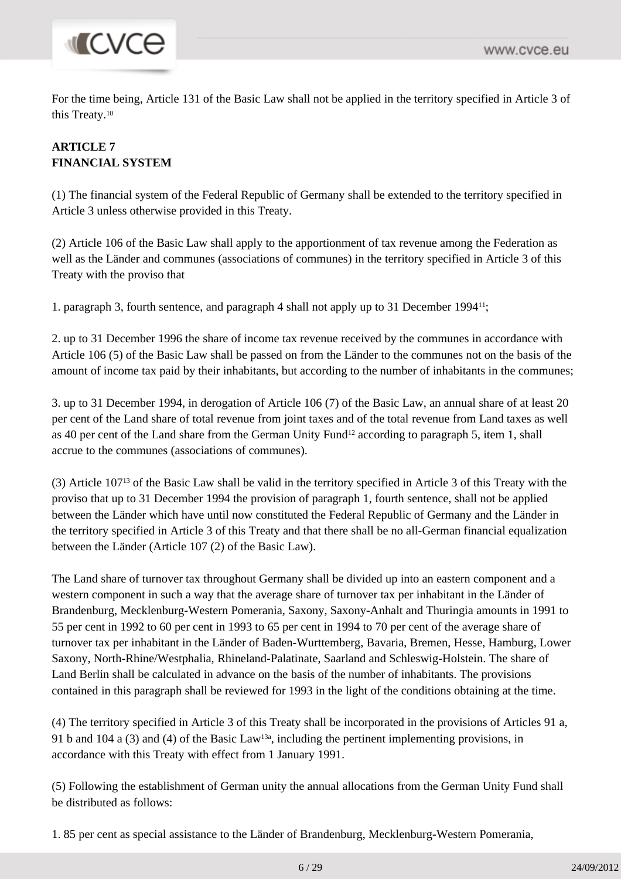For the time being, Article 131 of the Basic Law shall not be applied in the territory specified in Article 3 of this Treaty.[10]

**ARTICLE 7**
**FINANCIAL SYSTEM**

(1) The financial system of the Federal Republic of Germany shall be extended to the territory specified in Article 3 unless otherwise provided in this Treaty.

(2) Article 106 of the Basic Law shall apply to the apportionment of tax revenue among the Federation as well as the Länder and communes (associations of communes) in the territory specified in Article 3 of this Treaty with the proviso that

1. paragraph 3, fourth sentence, and paragraph 4 shall not apply up to 31 December 1994[11];

2. up to 31 December 1996 the share of income tax revenue received by the communes in accordance with Article 106 (5) of the Basic Law shall be passed on from the Länder to the communes not on the basis of the amount of income tax paid by their inhabitants, but according to the number of inhabitants in the communes;

3. up to 31 December 1994, in derogation of Article 106 (7) of the Basic Law, an annual share of at least 20 per cent of the Land share of total revenue from joint taxes and of the total revenue from Land taxes as well as 40 per cent of the Land share from the German Unity Fund[12] according to paragraph 5, item 1, shall accrue to the communes (associations of communes).

(3) Article 107[13] of the Basic Law shall be valid in the territory specified in Article 3 of this Treaty with the proviso that up to 31 December 1994 the provision of paragraph 1, fourth sentence, shall not be applied between the Länder which have until now constituted the Federal Republic of Germany and the Länder in the territory specified in Article 3 of this Treaty and that there shall be no all-German financial equalization between the Länder (Article 107 (2) of the Basic Law).

The Land share of turnover tax throughout Germany shall be divided up into an eastern component and a western component in such a way that the average share of turnover tax per inhabitant in the Länder of Brandenburg, Mecklenburg-Western Pomerania, Saxony, Saxony-Anhalt and Thuringia amounts in 1991 to 55 per cent in 1992 to 60 per cent in 1993 to 65 per cent in 1994 to 70 per cent of the average share of turnover tax per inhabitant in the Länder of Baden-Wurttemberg, Bavaria, Bremen, Hesse, Hamburg, Lower Saxony, North-Rhine/Westphalia, Rhineland-Palatinate, Saarland and Schleswig-Holstein. The share of Land Berlin shall be calculated in advance on the basis of the number of inhabitants. The provisions contained in this paragraph shall be reviewed for 1993 in the light of the conditions obtaining at the time.

(4) The territory specified in Article 3 of this Treaty shall be incorporated in the provisions of Articles 91 a, 91 b and 104 a (3) and (4) of the Basic Law[13a], including the pertinent implementing provisions, in accordance with this Treaty with effect from 1 January 1991.

(5) Following the establishment of German unity the annual allocations from the German Unity Fund shall be distributed as follows:

1. 85 per cent as special assistance to the Länder of Brandenburg, Mecklenburg-Western Pomerania,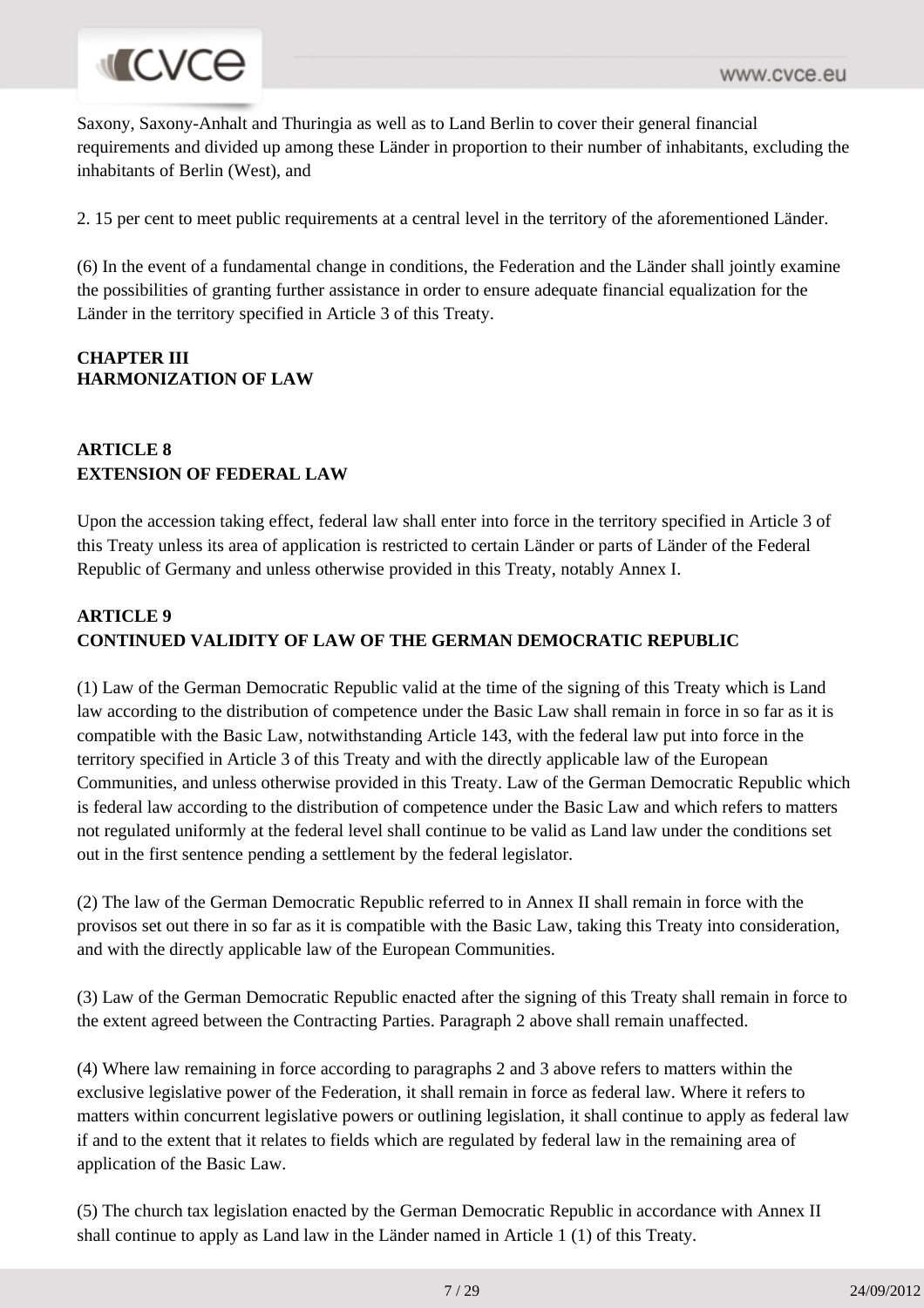Saxony, Saxony-Anhalt and Thuringia as well as to Land Berlin to cover their general financial requirements and divided up among these Länder in proportion to their number of inhabitants, excluding the inhabitants of Berlin (West), and

2. 15 per cent to meet public requirements at a central level in the territory of the aforementioned Länder.

(6) In the event of a fundamental change in conditions, the Federation and the Länder shall jointly examine the possibilities of granting further assistance in order to ensure adequate financial equalization for the Länder in the territory specified in Article 3 of this Treaty.

## CHAPTER III
## HARMONIZATION OF LAW

### ARTICLE 8
### EXTENSION OF FEDERAL LAW

Upon the accession taking effect, federal law shall enter into force in the territory specified in Article 3 of this Treaty unless its area of application is restricted to certain Länder or parts of Länder of the Federal Republic of Germany and unless otherwise provided in this Treaty, notably Annex I.

### ARTICLE 9
### CONTINUED VALIDITY OF LAW OF THE GERMAN DEMOCRATIC REPUBLIC

(1) Law of the German Democratic Republic valid at the time of the signing of this Treaty which is Land law according to the distribution of competence under the Basic Law shall remain in force in so far as it is compatible with the Basic Law, notwithstanding Article 143, with the federal law put into force in the territory specified in Article 3 of this Treaty and with the directly applicable law of the European Communities, and unless otherwise provided in this Treaty. Law of the German Democratic Republic which is federal law according to the distribution of competence under the Basic Law and which refers to matters not regulated uniformly at the federal level shall continue to be valid as Land law under the conditions set out in the first sentence pending a settlement by the federal legislator.

(2) The law of the German Democratic Republic referred to in Annex II shall remain in force with the provisos set out there in so far as it is compatible with the Basic Law, taking this Treaty into consideration, and with the directly applicable law of the European Communities.

(3) Law of the German Democratic Republic enacted after the signing of this Treaty shall remain in force to the extent agreed between the Contracting Parties. Paragraph 2 above shall remain unaffected.

(4) Where law remaining in force according to paragraphs 2 and 3 above refers to matters within the exclusive legislative power of the Federation, it shall remain in force as federal law. Where it refers to matters within concurrent legislative powers or outlining legislation, it shall continue to apply as federal law if and to the extent that it relates to fields which are regulated by federal law in the remaining area of application of the Basic Law.

(5) The church tax legislation enacted by the German Democratic Republic in accordance with Annex II shall continue to apply as Land law in the Länder named in Article 1 (1) of this Treaty.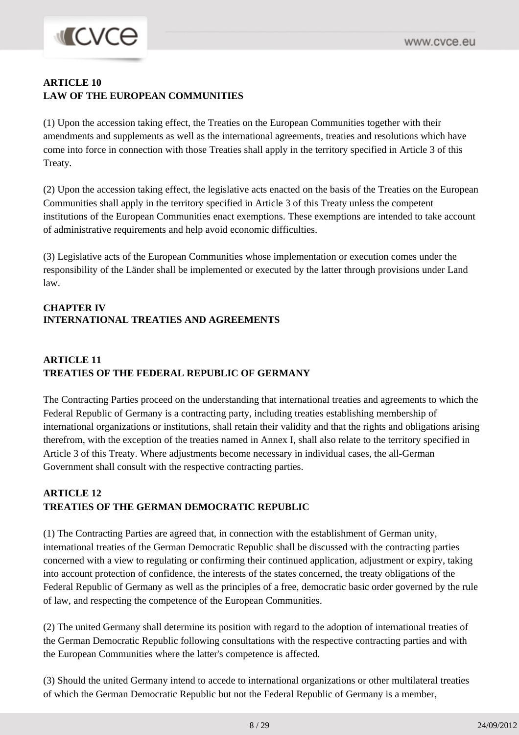### ARTICLE 10
### LAW OF THE EUROPEAN COMMUNITIES

(1) Upon the accession taking effect, the Treaties on the European Communities together with their amendments and supplements as well as the international agreements, treaties and resolutions which have come into force in connection with those Treaties shall apply in the territory specified in Article 3 of this Treaty.

(2) Upon the accession taking effect, the legislative acts enacted on the basis of the Treaties on the European Communities shall apply in the territory specified in Article 3 of this Treaty unless the competent institutions of the European Communities enact exemptions. These exemptions are intended to take account of administrative requirements and help avoid economic difficulties.

(3) Legislative acts of the European Communities whose implementation or execution comes under the responsibility of the Länder shall be implemented or executed by the latter through provisions under Land law.

## CHAPTER IV
## INTERNATIONAL TREATIES AND AGREEMENTS

### ARTICLE 11
### TREATIES OF THE FEDERAL REPUBLIC OF GERMANY

The Contracting Parties proceed on the understanding that international treaties and agreements to which the Federal Republic of Germany is a contracting party, including treaties establishing membership of international organizations or institutions, shall retain their validity and that the rights and obligations arising therefrom, with the exception of the treaties named in Annex I, shall also relate to the territory specified in Article 3 of this Treaty. Where adjustments become necessary in individual cases, the all-German Government shall consult with the respective contracting parties.

### ARTICLE 12
### TREATIES OF THE GERMAN DEMOCRATIC REPUBLIC

(1) The Contracting Parties are agreed that, in connection with the establishment of German unity, international treaties of the German Democratic Republic shall be discussed with the contracting parties concerned with a view to regulating or confirming their continued application, adjustment or expiry, taking into account protection of confidence, the interests of the states concerned, the treaty obligations of the Federal Republic of Germany as well as the principles of a free, democratic basic order governed by the rule of law, and respecting the competence of the European Communities.

(2) The united Germany shall determine its position with regard to the adoption of international treaties of the German Democratic Republic following consultations with the respective contracting parties and with the European Communities where the latter's competence is affected.

(3) Should the united Germany intend to accede to international organizations or other multilateral treaties of which the German Democratic Republic but not the Federal Republic of Germany is a member,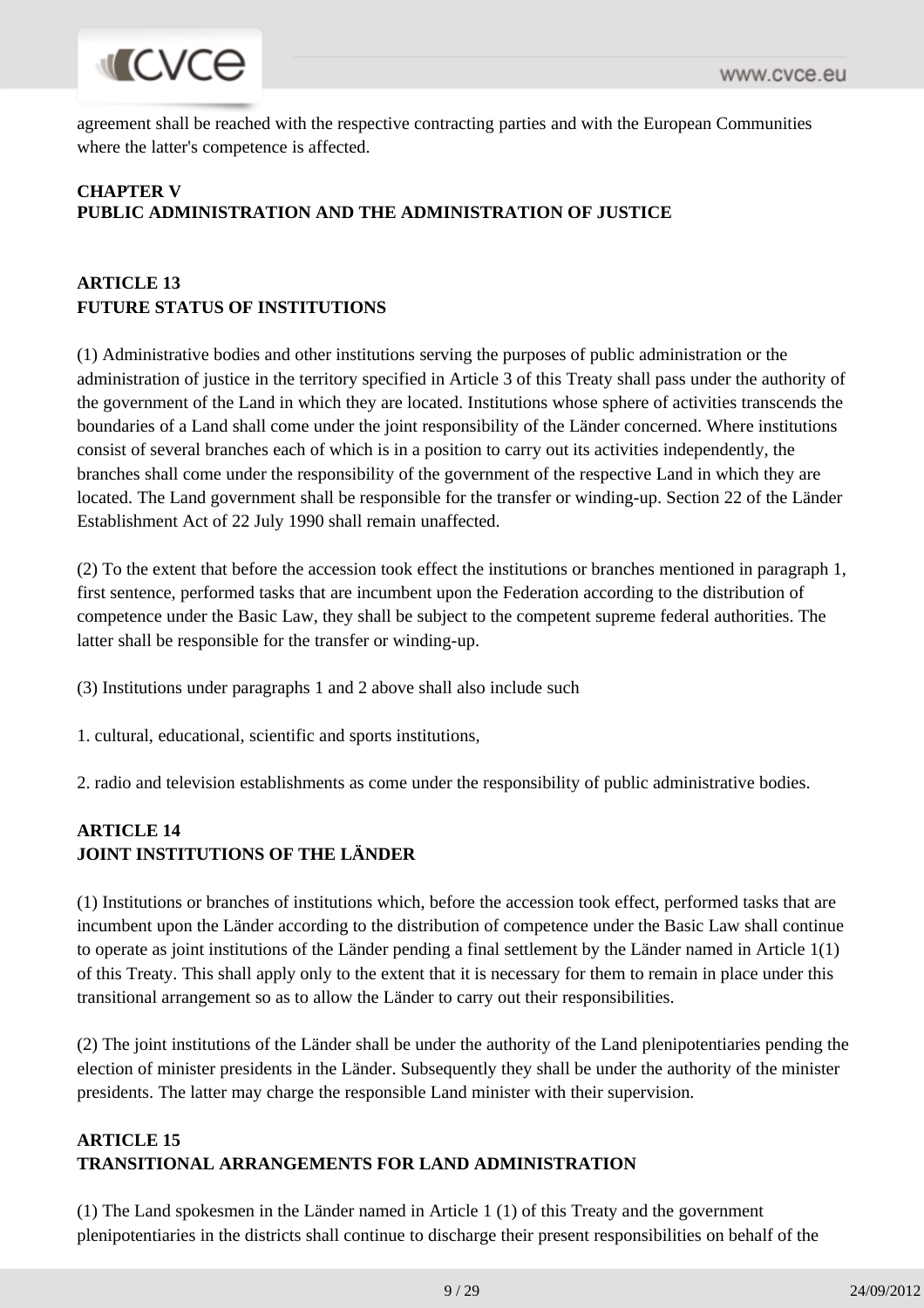agreement shall be reached with the respective contracting parties and with the European Communities where the latter's competence is affected.

## CHAPTER V
## PUBLIC ADMINISTRATION AND THE ADMINISTRATION OF JUSTICE

### ARTICLE 13
### FUTURE STATUS OF INSTITUTIONS

(1) Administrative bodies and other institutions serving the purposes of public administration or the administration of justice in the territory specified in Article 3 of this Treaty shall pass under the authority of the government of the Land in which they are located. Institutions whose sphere of activities transcends the boundaries of a Land shall come under the joint responsibility of the Länder concerned. Where institutions consist of several branches each of which is in a position to carry out its activities independently, the branches shall come under the responsibility of the government of the respective Land in which they are located. The Land government shall be responsible for the transfer or winding-up. Section 22 of the Länder Establishment Act of 22 July 1990 shall remain unaffected.

(2) To the extent that before the accession took effect the institutions or branches mentioned in paragraph 1, first sentence, performed tasks that are incumbent upon the Federation according to the distribution of competence under the Basic Law, they shall be subject to the competent supreme federal authorities. The latter shall be responsible for the transfer or winding-up.

(3) Institutions under paragraphs 1 and 2 above shall also include such

1. cultural, educational, scientific and sports institutions,

2. radio and television establishments as come under the responsibility of public administrative bodies.

### ARTICLE 14
### JOINT INSTITUTIONS OF THE LÄNDER

(1) Institutions or branches of institutions which, before the accession took effect, performed tasks that are incumbent upon the Länder according to the distribution of competence under the Basic Law shall continue to operate as joint institutions of the Länder pending a final settlement by the Länder named in Article 1(1) of this Treaty. This shall apply only to the extent that it is necessary for them to remain in place under this transitional arrangement so as to allow the Länder to carry out their responsibilities.

(2) The joint institutions of the Länder shall be under the authority of the Land plenipotentiaries pending the election of minister presidents in the Länder. Subsequently they shall be under the authority of the minister presidents. The latter may charge the responsible Land minister with their supervision.

### ARTICLE 15
### TRANSITIONAL ARRANGEMENTS FOR LAND ADMINISTRATION

(1) The Land spokesmen in the Länder named in Article 1 (1) of this Treaty and the government plenipotentiaries in the districts shall continue to discharge their present responsibilities on behalf of the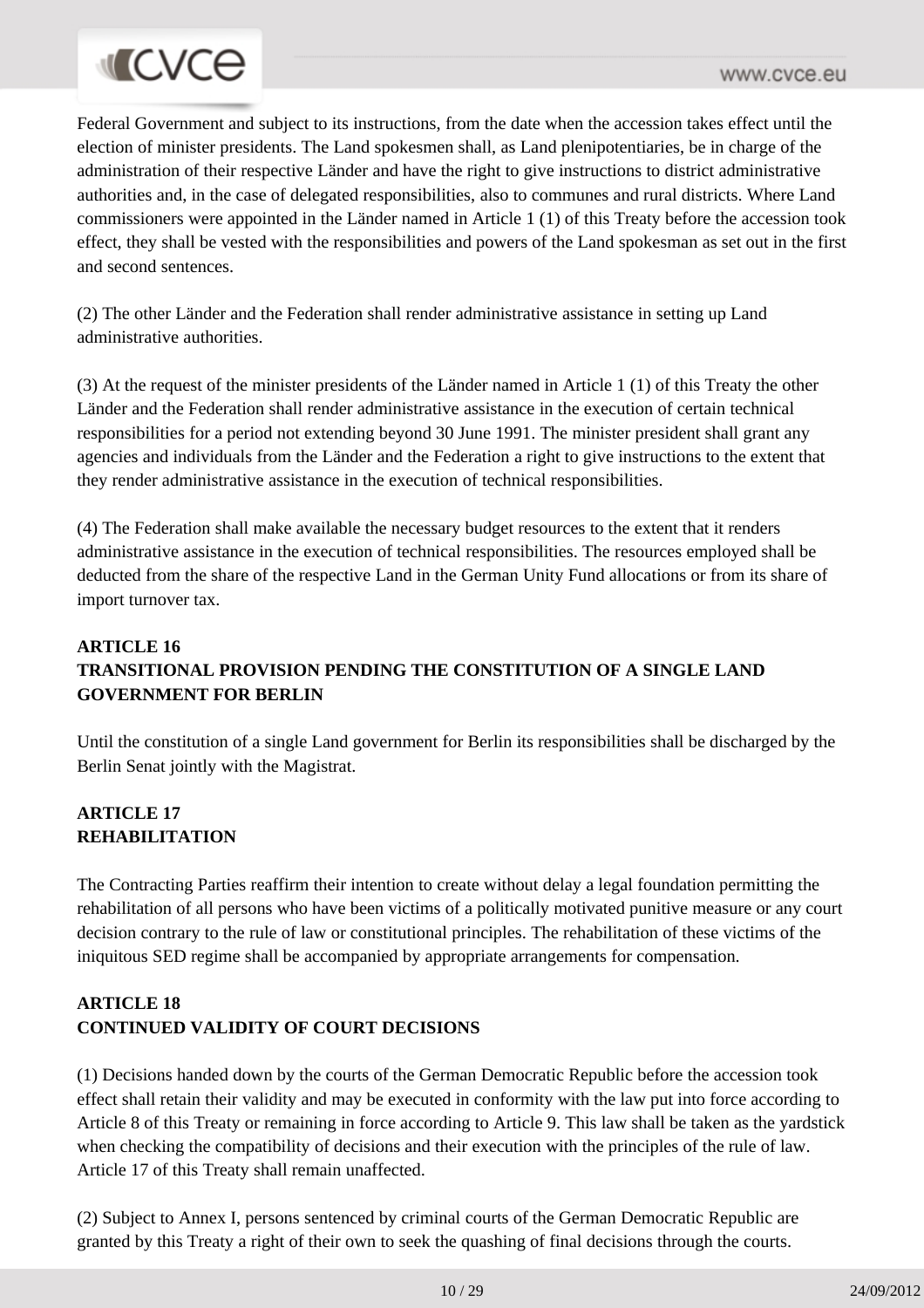Federal Government and subject to its instructions, from the date when the accession takes effect until the election of minister presidents. The Land spokesmen shall, as Land plenipotentiaries, be in charge of the administration of their respective Länder and have the right to give instructions to district administrative authorities and, in the case of delegated responsibilities, also to communes and rural districts. Where Land commissioners were appointed in the Länder named in Article 1 (1) of this Treaty before the accession took effect, they shall be vested with the responsibilities and powers of the Land spokesman as set out in the first and second sentences.

(2) The other Länder and the Federation shall render administrative assistance in setting up Land administrative authorities.

(3) At the request of the minister presidents of the Länder named in Article 1 (1) of this Treaty the other Länder and the Federation shall render administrative assistance in the execution of certain technical responsibilities for a period not extending beyond 30 June 1991. The minister president shall grant any agencies and individuals from the Länder and the Federation a right to give instructions to the extent that they render administrative assistance in the execution of technical responsibilities.

(4) The Federation shall make available the necessary budget resources to the extent that it renders administrative assistance in the execution of technical responsibilities. The resources employed shall be deducted from the share of the respective Land in the German Unity Fund allocations or from its share of import turnover tax.

**ARTICLE 16**
**TRANSITIONAL PROVISION PENDING THE CONSTITUTION OF A SINGLE LAND GOVERNMENT FOR BERLIN**

Until the constitution of a single Land government for Berlin its responsibilities shall be discharged by the Berlin Senat jointly with the Magistrat.

**ARTICLE 17**
**REHABILITATION**

The Contracting Parties reaffirm their intention to create without delay a legal foundation permitting the rehabilitation of all persons who have been victims of a politically motivated punitive measure or any court decision contrary to the rule of law or constitutional principles. The rehabilitation of these victims of the iniquitous SED regime shall be accompanied by appropriate arrangements for compensation.

**ARTICLE 18**
**CONTINUED VALIDITY OF COURT DECISIONS**

(1) Decisions handed down by the courts of the German Democratic Republic before the accession took effect shall retain their validity and may be executed in conformity with the law put into force according to Article 8 of this Treaty or remaining in force according to Article 9. This law shall be taken as the yardstick when checking the compatibility of decisions and their execution with the principles of the rule of law. Article 17 of this Treaty shall remain unaffected.

(2) Subject to Annex I, persons sentenced by criminal courts of the German Democratic Republic are granted by this Treaty a right of their own to seek the quashing of final decisions through the courts.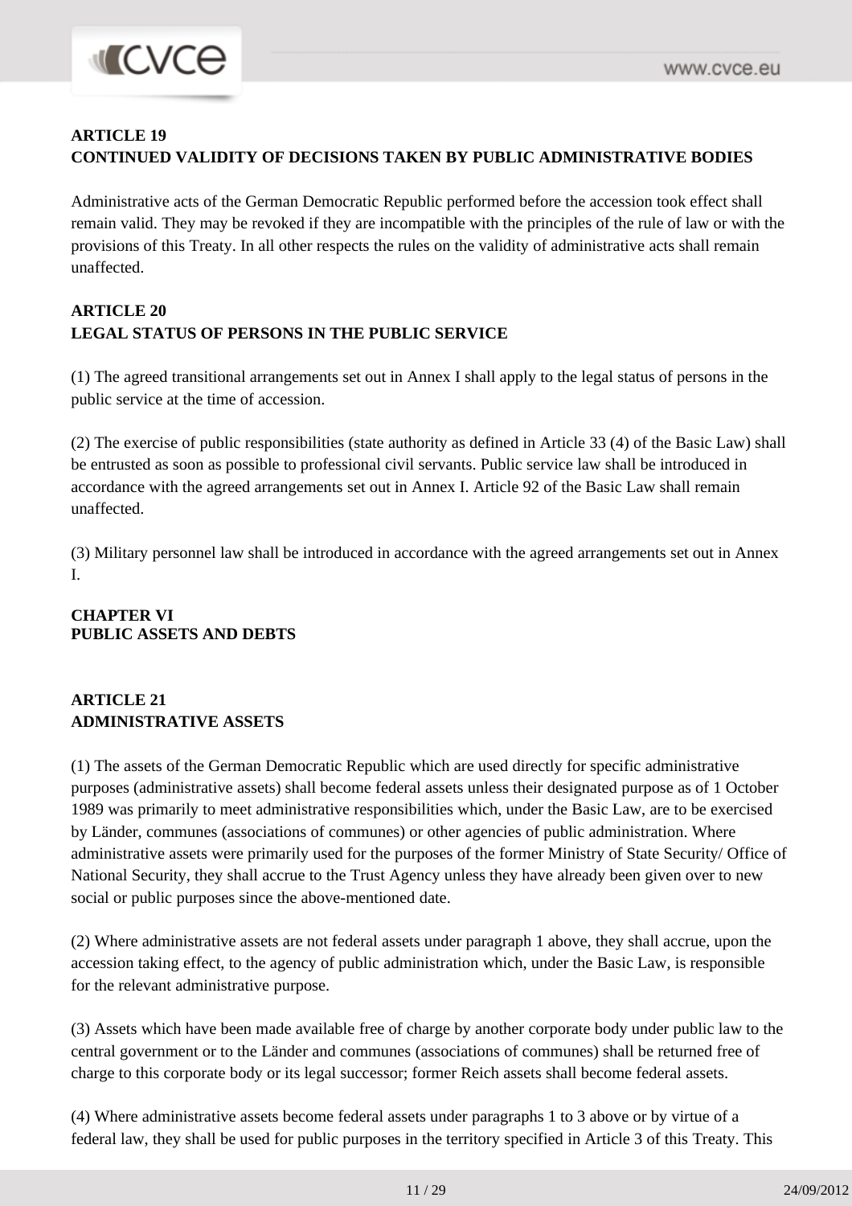### ARTICLE 19
### CONTINUED VALIDITY OF DECISIONS TAKEN BY PUBLIC ADMINISTRATIVE BODIES

Administrative acts of the German Democratic Republic performed before the accession took effect shall remain valid. They may be revoked if they are incompatible with the principles of the rule of law or with the provisions of this Treaty. In all other respects the rules on the validity of administrative acts shall remain unaffected.

### ARTICLE 20
### LEGAL STATUS OF PERSONS IN THE PUBLIC SERVICE

(1) The agreed transitional arrangements set out in Annex I shall apply to the legal status of persons in the public service at the time of accession.

(2) The exercise of public responsibilities (state authority as defined in Article 33 (4) of the Basic Law) shall be entrusted as soon as possible to professional civil servants. Public service law shall be introduced in accordance with the agreed arrangements set out in Annex I. Article 92 of the Basic Law shall remain unaffected.

(3) Military personnel law shall be introduced in accordance with the agreed arrangements set out in Annex I.

## CHAPTER VI
## PUBLIC ASSETS AND DEBTS

### ARTICLE 21
### ADMINISTRATIVE ASSETS

(1) The assets of the German Democratic Republic which are used directly for specific administrative purposes (administrative assets) shall become federal assets unless their designated purpose as of 1 October 1989 was primarily to meet administrative responsibilities which, under the Basic Law, are to be exercised by Länder, communes (associations of communes) or other agencies of public administration. Where administrative assets were primarily used for the purposes of the former Ministry of State Security/ Office of National Security, they shall accrue to the Trust Agency unless they have already been given over to new social or public purposes since the above-mentioned date.

(2) Where administrative assets are not federal assets under paragraph 1 above, they shall accrue, upon the accession taking effect, to the agency of public administration which, under the Basic Law, is responsible for the relevant administrative purpose.

(3) Assets which have been made available free of charge by another corporate body under public law to the central government or to the Länder and communes (associations of communes) shall be returned free of charge to this corporate body or its legal successor; former Reich assets shall become federal assets.

(4) Where administrative assets become federal assets under paragraphs 1 to 3 above or by virtue of a federal law, they shall be used for public purposes in the territory specified in Article 3 of this Treaty. This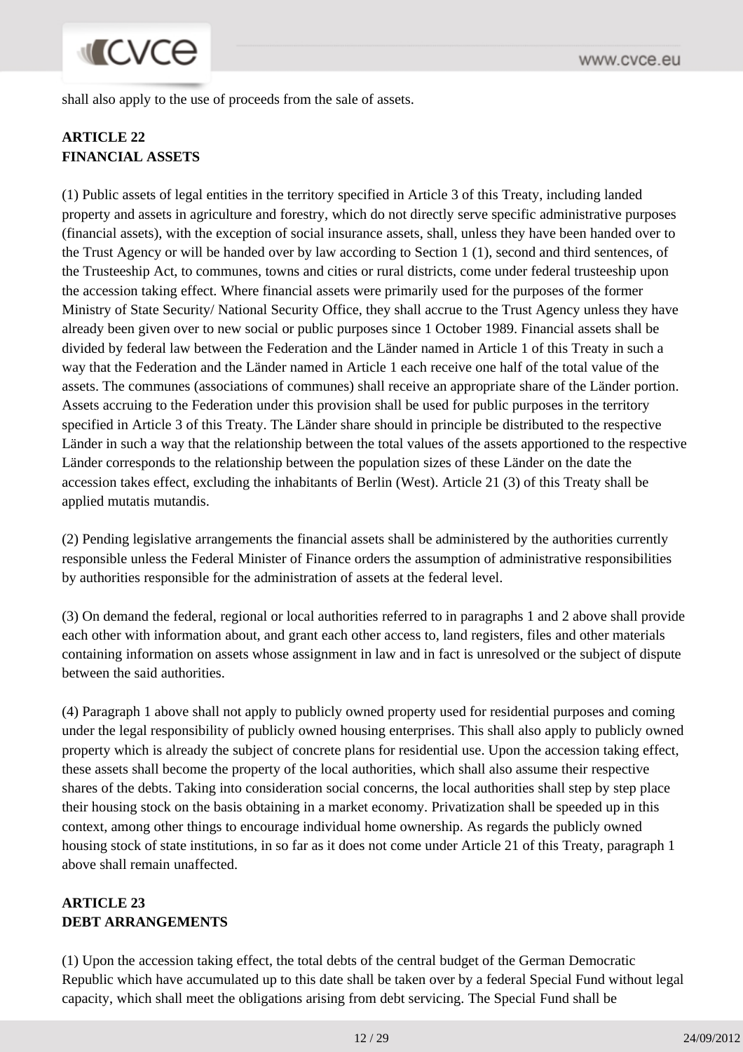shall also apply to the use of proceeds from the sale of assets.

**ARTICLE 22**
**FINANCIAL ASSETS**

(1) Public assets of legal entities in the territory specified in Article 3 of this Treaty, including landed property and assets in agriculture and forestry, which do not directly serve specific administrative purposes (financial assets), with the exception of social insurance assets, shall, unless they have been handed over to the Trust Agency or will be handed over by law according to Section 1 (1), second and third sentences, of the Trusteeship Act, to communes, towns and cities or rural districts, come under federal trusteeship upon the accession taking effect. Where financial assets were primarily used for the purposes of the former Ministry of State Security/ National Security Office, they shall accrue to the Trust Agency unless they have already been given over to new social or public purposes since 1 October 1989. Financial assets shall be divided by federal law between the Federation and the Länder named in Article 1 of this Treaty in such a way that the Federation and the Länder named in Article 1 each receive one half of the total value of the assets. The communes (associations of communes) shall receive an appropriate share of the Länder portion. Assets accruing to the Federation under this provision shall be used for public purposes in the territory specified in Article 3 of this Treaty. The Länder share should in principle be distributed to the respective Länder in such a way that the relationship between the total values of the assets apportioned to the respective Länder corresponds to the relationship between the population sizes of these Länder on the date the accession takes effect, excluding the inhabitants of Berlin (West). Article 21 (3) of this Treaty shall be applied mutatis mutandis.

(2) Pending legislative arrangements the financial assets shall be administered by the authorities currently responsible unless the Federal Minister of Finance orders the assumption of administrative responsibilities by authorities responsible for the administration of assets at the federal level.

(3) On demand the federal, regional or local authorities referred to in paragraphs 1 and 2 above shall provide each other with information about, and grant each other access to, land registers, files and other materials containing information on assets whose assignment in law and in fact is unresolved or the subject of dispute between the said authorities.

(4) Paragraph 1 above shall not apply to publicly owned property used for residential purposes and coming under the legal responsibility of publicly owned housing enterprises. This shall also apply to publicly owned property which is already the subject of concrete plans for residential use. Upon the accession taking effect, these assets shall become the property of the local authorities, which shall also assume their respective shares of the debts. Taking into consideration social concerns, the local authorities shall step by step place their housing stock on the basis obtaining in a market economy. Privatization shall be speeded up in this context, among other things to encourage individual home ownership. As regards the publicly owned housing stock of state institutions, in so far as it does not come under Article 21 of this Treaty, paragraph 1 above shall remain unaffected.

**ARTICLE 23**
**DEBT ARRANGEMENTS**

(1) Upon the accession taking effect, the total debts of the central budget of the German Democratic Republic which have accumulated up to this date shall be taken over by a federal Special Fund without legal capacity, which shall meet the obligations arising from debt servicing. The Special Fund shall be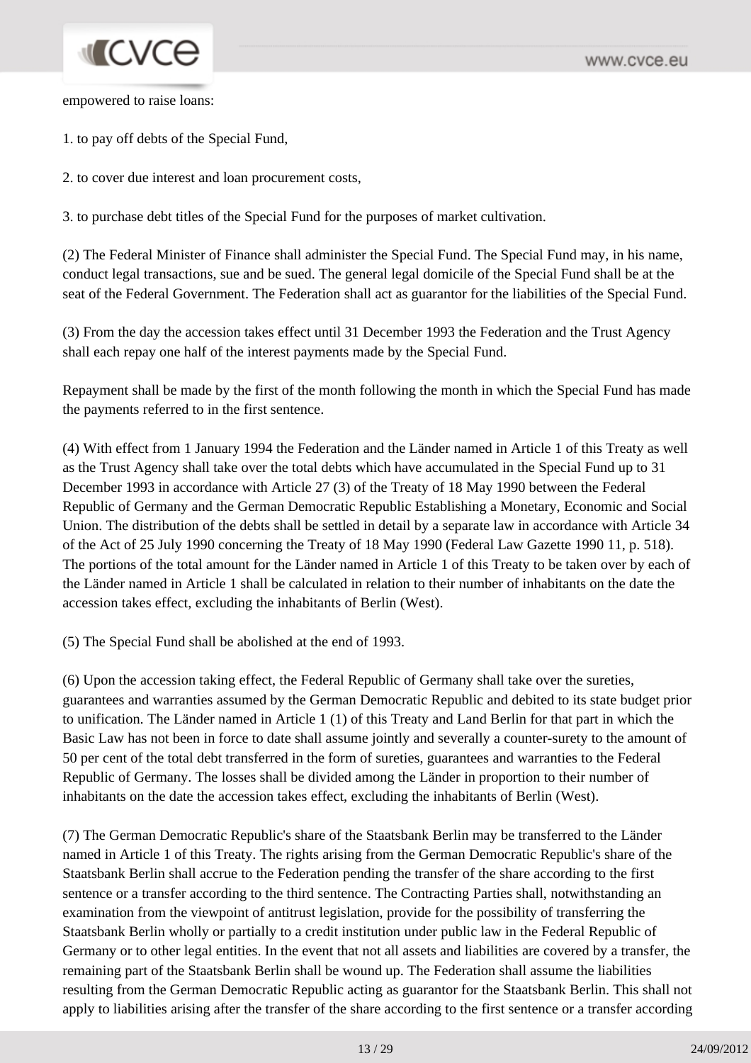empowered to raise loans:

1. to pay off debts of the Special Fund,

2. to cover due interest and loan procurement costs,

3. to purchase debt titles of the Special Fund for the purposes of market cultivation.

(2) The Federal Minister of Finance shall administer the Special Fund. The Special Fund may, in his name, conduct legal transactions, sue and be sued. The general legal domicile of the Special Fund shall be at the seat of the Federal Government. The Federation shall act as guarantor for the liabilities of the Special Fund.

(3) From the day the accession takes effect until 31 December 1993 the Federation and the Trust Agency shall each repay one half of the interest payments made by the Special Fund.

Repayment shall be made by the first of the month following the month in which the Special Fund has made the payments referred to in the first sentence.

(4) With effect from 1 January 1994 the Federation and the Länder named in Article 1 of this Treaty as well as the Trust Agency shall take over the total debts which have accumulated in the Special Fund up to 31 December 1993 in accordance with Article 27 (3) of the Treaty of 18 May 1990 between the Federal Republic of Germany and the German Democratic Republic Establishing a Monetary, Economic and Social Union. The distribution of the debts shall be settled in detail by a separate law in accordance with Article 34 of the Act of 25 July 1990 concerning the Treaty of 18 May 1990 (Federal Law Gazette 1990 11, p. 518). The portions of the total amount for the Länder named in Article 1 of this Treaty to be taken over by each of the Länder named in Article 1 shall be calculated in relation to their number of inhabitants on the date the accession takes effect, excluding the inhabitants of Berlin (West).

(5) The Special Fund shall be abolished at the end of 1993.

(6) Upon the accession taking effect, the Federal Republic of Germany shall take over the sureties, guarantees and warranties assumed by the German Democratic Republic and debited to its state budget prior to unification. The Länder named in Article 1 (1) of this Treaty and Land Berlin for that part in which the Basic Law has not been in force to date shall assume jointly and severally a counter-surety to the amount of 50 per cent of the total debt transferred in the form of sureties, guarantees and warranties to the Federal Republic of Germany. The losses shall be divided among the Länder in proportion to their number of inhabitants on the date the accession takes effect, excluding the inhabitants of Berlin (West).

(7) The German Democratic Republic's share of the Staatsbank Berlin may be transferred to the Länder named in Article 1 of this Treaty. The rights arising from the German Democratic Republic's share of the Staatsbank Berlin shall accrue to the Federation pending the transfer of the share according to the first sentence or a transfer according to the third sentence. The Contracting Parties shall, notwithstanding an examination from the viewpoint of antitrust legislation, provide for the possibility of transferring the Staatsbank Berlin wholly or partially to a credit institution under public law in the Federal Republic of Germany or to other legal entities. In the event that not all assets and liabilities are covered by a transfer, the remaining part of the Staatsbank Berlin shall be wound up. The Federation shall assume the liabilities resulting from the German Democratic Republic acting as guarantor for the Staatsbank Berlin. This shall not apply to liabilities arising after the transfer of the share according to the first sentence or a transfer according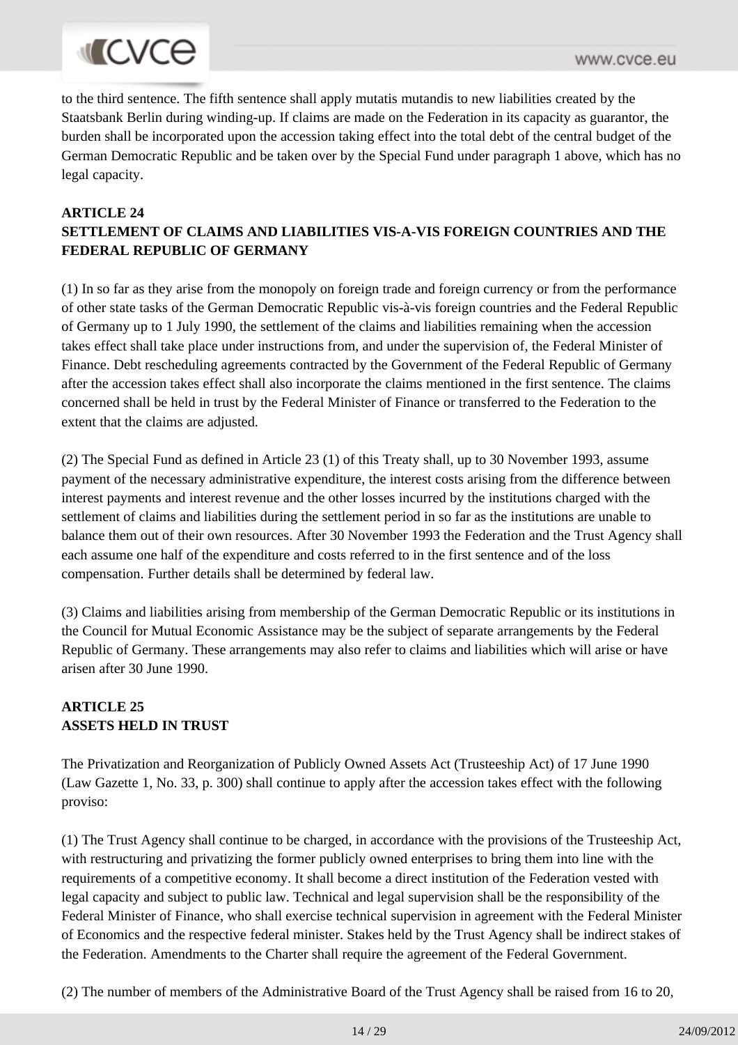to the third sentence. The fifth sentence shall apply mutatis mutandis to new liabilities created by the Staatsbank Berlin during winding-up. If claims are made on the Federation in its capacity as guarantor, the burden shall be incorporated upon the accession taking effect into the total debt of the central budget of the German Democratic Republic and be taken over by the Special Fund under paragraph 1 above, which has no legal capacity.

**ARTICLE 24**
**SETTLEMENT OF CLAIMS AND LIABILITIES VIS-A-VIS FOREIGN COUNTRIES AND THE FEDERAL REPUBLIC OF GERMANY**

(1) In so far as they arise from the monopoly on foreign trade and foreign currency or from the performance of other state tasks of the German Democratic Republic vis-à-vis foreign countries and the Federal Republic of Germany up to 1 July 1990, the settlement of the claims and liabilities remaining when the accession takes effect shall take place under instructions from, and under the supervision of, the Federal Minister of Finance. Debt rescheduling agreements contracted by the Government of the Federal Republic of Germany after the accession takes effect shall also incorporate the claims mentioned in the first sentence. The claims concerned shall be held in trust by the Federal Minister of Finance or transferred to the Federation to the extent that the claims are adjusted.

(2) The Special Fund as defined in Article 23 (1) of this Treaty shall, up to 30 November 1993, assume payment of the necessary administrative expenditure, the interest costs arising from the difference between interest payments and interest revenue and the other losses incurred by the institutions charged with the settlement of claims and liabilities during the settlement period in so far as the institutions are unable to balance them out of their own resources. After 30 November 1993 the Federation and the Trust Agency shall each assume one half of the expenditure and costs referred to in the first sentence and of the loss compensation. Further details shall be determined by federal law.

(3) Claims and liabilities arising from membership of the German Democratic Republic or its institutions in the Council for Mutual Economic Assistance may be the subject of separate arrangements by the Federal Republic of Germany. These arrangements may also refer to claims and liabilities which will arise or have arisen after 30 June 1990.

**ARTICLE 25**
**ASSETS HELD IN TRUST**

The Privatization and Reorganization of Publicly Owned Assets Act (Trusteeship Act) of 17 June 1990 (Law Gazette 1, No. 33, p. 300) shall continue to apply after the accession takes effect with the following proviso:

(1) The Trust Agency shall continue to be charged, in accordance with the provisions of the Trusteeship Act, with restructuring and privatizing the former publicly owned enterprises to bring them into line with the requirements of a competitive economy. It shall become a direct institution of the Federation vested with legal capacity and subject to public law. Technical and legal supervision shall be the responsibility of the Federal Minister of Finance, who shall exercise technical supervision in agreement with the Federal Minister of Economics and the respective federal minister. Stakes held by the Trust Agency shall be indirect stakes of the Federation. Amendments to the Charter shall require the agreement of the Federal Government.

(2) The number of members of the Administrative Board of the Trust Agency shall be raised from 16 to 20,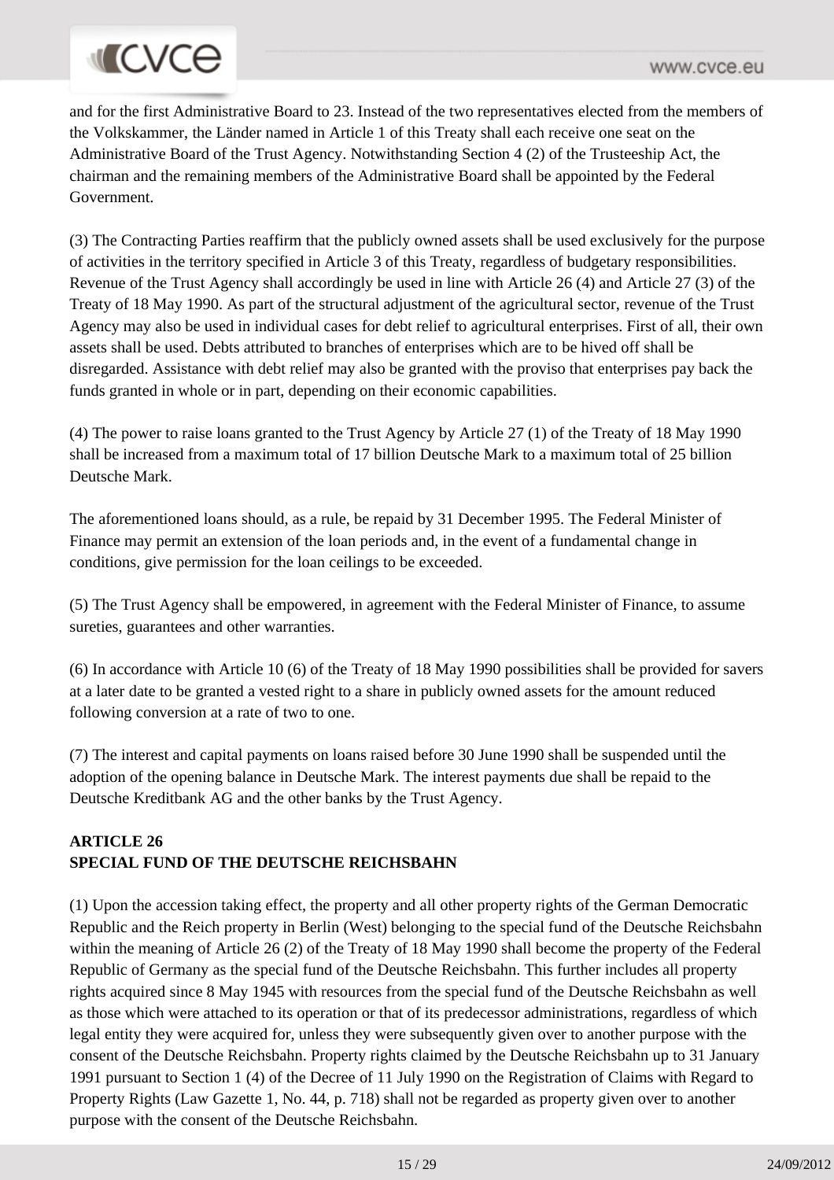and for the first Administrative Board to 23. Instead of the two representatives elected from the members of the Volkskammer, the Länder named in Article 1 of this Treaty shall each receive one seat on the Administrative Board of the Trust Agency. Notwithstanding Section 4 (2) of the Trusteeship Act, the chairman and the remaining members of the Administrative Board shall be appointed by the Federal Government.

(3) The Contracting Parties reaffirm that the publicly owned assets shall be used exclusively for the purpose of activities in the territory specified in Article 3 of this Treaty, regardless of budgetary responsibilities. Revenue of the Trust Agency shall accordingly be used in line with Article 26 (4) and Article 27 (3) of the Treaty of 18 May 1990. As part of the structural adjustment of the agricultural sector, revenue of the Trust Agency may also be used in individual cases for debt relief to agricultural enterprises. First of all, their own assets shall be used. Debts attributed to branches of enterprises which are to be hived off shall be disregarded. Assistance with debt relief may also be granted with the proviso that enterprises pay back the funds granted in whole or in part, depending on their economic capabilities.

(4) The power to raise loans granted to the Trust Agency by Article 27 (1) of the Treaty of 18 May 1990 shall be increased from a maximum total of 17 billion Deutsche Mark to a maximum total of 25 billion Deutsche Mark.

The aforementioned loans should, as a rule, be repaid by 31 December 1995. The Federal Minister of Finance may permit an extension of the loan periods and, in the event of a fundamental change in conditions, give permission for the loan ceilings to be exceeded.

(5) The Trust Agency shall be empowered, in agreement with the Federal Minister of Finance, to assume sureties, guarantees and other warranties.

(6) In accordance with Article 10 (6) of the Treaty of 18 May 1990 possibilities shall be provided for savers at a later date to be granted a vested right to a share in publicly owned assets for the amount reduced following conversion at a rate of two to one.

(7) The interest and capital payments on loans raised before 30 June 1990 shall be suspended until the adoption of the opening balance in Deutsche Mark. The interest payments due shall be repaid to the Deutsche Kreditbank AG and the other banks by the Trust Agency.

**ARTICLE 26**
**SPECIAL FUND OF THE DEUTSCHE REICHSBAHN**

(1) Upon the accession taking effect, the property and all other property rights of the German Democratic Republic and the Reich property in Berlin (West) belonging to the special fund of the Deutsche Reichsbahn within the meaning of Article 26 (2) of the Treaty of 18 May 1990 shall become the property of the Federal Republic of Germany as the special fund of the Deutsche Reichsbahn. This further includes all property rights acquired since 8 May 1945 with resources from the special fund of the Deutsche Reichsbahn as well as those which were attached to its operation or that of its predecessor administrations, regardless of which legal entity they were acquired for, unless they were subsequently given over to another purpose with the consent of the Deutsche Reichsbahn. Property rights claimed by the Deutsche Reichsbahn up to 31 January 1991 pursuant to Section 1 (4) of the Decree of 11 July 1990 on the Registration of Claims with Regard to Property Rights (Law Gazette 1, No. 44, p. 718) shall not be regarded as property given over to another purpose with the consent of the Deutsche Reichsbahn.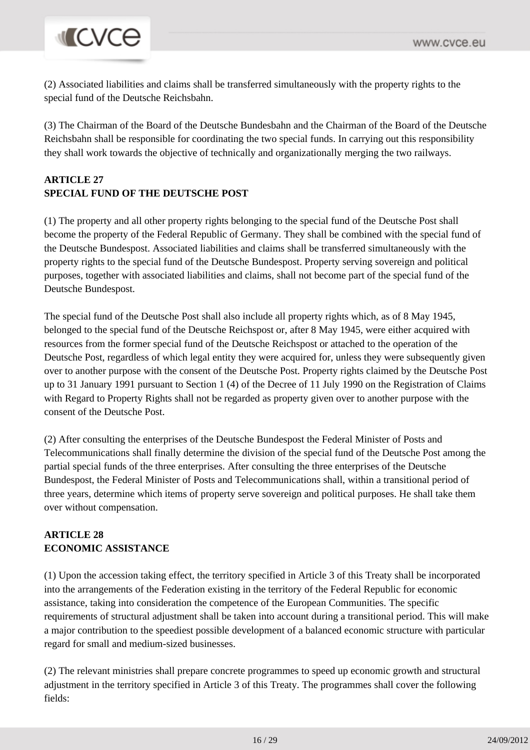(2) Associated liabilities and claims shall be transferred simultaneously with the property rights to the special fund of the Deutsche Reichsbahn.

(3) The Chairman of the Board of the Deutsche Bundesbahn and the Chairman of the Board of the Deutsche Reichsbahn shall be responsible for coordinating the two special funds. In carrying out this responsibility they shall work towards the objective of technically and organizationally merging the two railways.

**ARTICLE 27**
**SPECIAL FUND OF THE DEUTSCHE POST**

(1) The property and all other property rights belonging to the special fund of the Deutsche Post shall become the property of the Federal Republic of Germany. They shall be combined with the special fund of the Deutsche Bundespost. Associated liabilities and claims shall be transferred simultaneously with the property rights to the special fund of the Deutsche Bundespost. Property serving sovereign and political purposes, together with associated liabilities and claims, shall not become part of the special fund of the Deutsche Bundespost.

The special fund of the Deutsche Post shall also include all property rights which, as of 8 May 1945, belonged to the special fund of the Deutsche Reichspost or, after 8 May 1945, were either acquired with resources from the former special fund of the Deutsche Reichspost or attached to the operation of the Deutsche Post, regardless of which legal entity they were acquired for, unless they were subsequently given over to another purpose with the consent of the Deutsche Post. Property rights claimed by the Deutsche Post up to 31 January 1991 pursuant to Section 1 (4) of the Decree of 11 July 1990 on the Registration of Claims with Regard to Property Rights shall not be regarded as property given over to another purpose with the consent of the Deutsche Post.

(2) After consulting the enterprises of the Deutsche Bundespost the Federal Minister of Posts and Telecommunications shall finally determine the division of the special fund of the Deutsche Post among the partial special funds of the three enterprises. After consulting the three enterprises of the Deutsche Bundespost, the Federal Minister of Posts and Telecommunications shall, within a transitional period of three years, determine which items of property serve sovereign and political purposes. He shall take them over without compensation.

**ARTICLE 28**
**ECONOMIC ASSISTANCE**

(1) Upon the accession taking effect, the territory specified in Article 3 of this Treaty shall be incorporated into the arrangements of the Federation existing in the territory of the Federal Republic for economic assistance, taking into consideration the competence of the European Communities. The specific requirements of structural adjustment shall be taken into account during a transitional period. This will make a major contribution to the speediest possible development of a balanced economic structure with particular regard for small and medium-sized businesses.

(2) The relevant ministries shall prepare concrete programmes to speed up economic growth and structural adjustment in the territory specified in Article 3 of this Treaty. The programmes shall cover the following fields: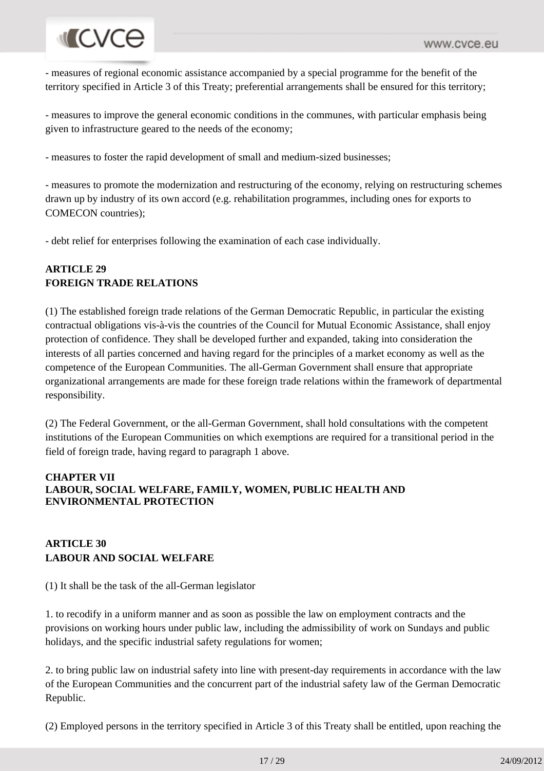- measures of regional economic assistance accompanied by a special programme for the benefit of the territory specified in Article 3 of this Treaty; preferential arrangements shall be ensured for this territory;

- measures to improve the general economic conditions in the communes, with particular emphasis being given to infrastructure geared to the needs of the economy;

- measures to foster the rapid development of small and medium-sized businesses;

- measures to promote the modernization and restructuring of the economy, relying on restructuring schemes drawn up by industry of its own accord (e.g. rehabilitation programmes, including ones for exports to COMECON countries);

- debt relief for enterprises following the examination of each case individually.

**ARTICLE 29**
**FOREIGN TRADE RELATIONS**

(1) The established foreign trade relations of the German Democratic Republic, in particular the existing contractual obligations vis-à-vis the countries of the Council for Mutual Economic Assistance, shall enjoy protection of confidence. They shall be developed further and expanded, taking into consideration the interests of all parties concerned and having regard for the principles of a market economy as well as the competence of the European Communities. The all-German Government shall ensure that appropriate organizational arrangements are made for these foreign trade relations within the framework of departmental responsibility.

(2) The Federal Government, or the all-German Government, shall hold consultations with the competent institutions of the European Communities on which exemptions are required for a transitional period in the field of foreign trade, having regard to paragraph 1 above.

**CHAPTER VII**
**LABOUR, SOCIAL WELFARE, FAMILY, WOMEN, PUBLIC HEALTH AND ENVIRONMENTAL PROTECTION**

**ARTICLE 30**
**LABOUR AND SOCIAL WELFARE**

(1) It shall be the task of the all-German legislator

1. to recodify in a uniform manner and as soon as possible the law on employment contracts and the provisions on working hours under public law, including the admissibility of work on Sundays and public holidays, and the specific industrial safety regulations for women;

2. to bring public law on industrial safety into line with present-day requirements in accordance with the law of the European Communities and the concurrent part of the industrial safety law of the German Democratic Republic.

(2) Employed persons in the territory specified in Article 3 of this Treaty shall be entitled, upon reaching the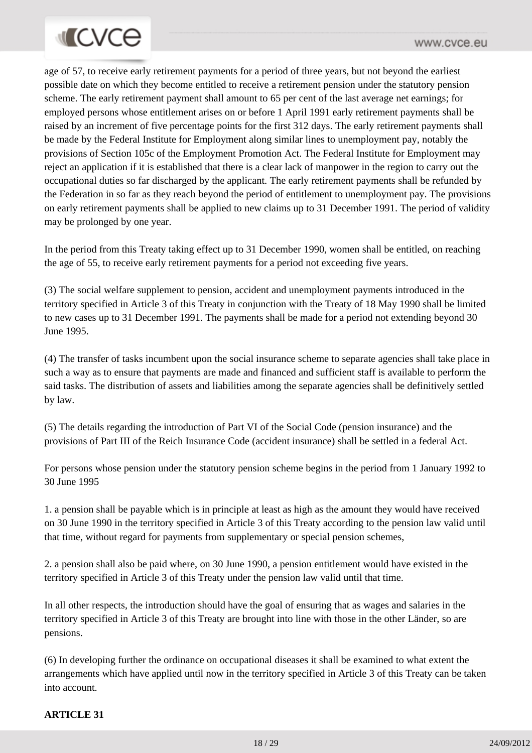age of 57, to receive early retirement payments for a period of three years, but not beyond the earliest possible date on which they become entitled to receive a retirement pension under the statutory pension scheme. The early retirement payment shall amount to 65 per cent of the last average net earnings; for employed persons whose entitlement arises on or before 1 April 1991 early retirement payments shall be raised by an increment of five percentage points for the first 312 days. The early retirement payments shall be made by the Federal Institute for Employment along similar lines to unemployment pay, notably the provisions of Section 105c of the Employment Promotion Act. The Federal Institute for Employment may reject an application if it is established that there is a clear lack of manpower in the region to carry out the occupational duties so far discharged by the applicant. The early retirement payments shall be refunded by the Federation in so far as they reach beyond the period of entitlement to unemployment pay. The provisions on early retirement payments shall be applied to new claims up to 31 December 1991. The period of validity may be prolonged by one year.

In the period from this Treaty taking effect up to 31 December 1990, women shall be entitled, on reaching the age of 55, to receive early retirement payments for a period not exceeding five years.

(3) The social welfare supplement to pension, accident and unemployment payments introduced in the territory specified in Article 3 of this Treaty in conjunction with the Treaty of 18 May 1990 shall be limited to new cases up to 31 December 1991. The payments shall be made for a period not extending beyond 30 June 1995.

(4) The transfer of tasks incumbent upon the social insurance scheme to separate agencies shall take place in such a way as to ensure that payments are made and financed and sufficient staff is available to perform the said tasks. The distribution of assets and liabilities among the separate agencies shall be definitively settled by law.

(5) The details regarding the introduction of Part VI of the Social Code (pension insurance) and the provisions of Part III of the Reich Insurance Code (accident insurance) shall be settled in a federal Act.

For persons whose pension under the statutory pension scheme begins in the period from 1 January 1992 to 30 June 1995

1. a pension shall be payable which is in principle at least as high as the amount they would have received on 30 June 1990 in the territory specified in Article 3 of this Treaty according to the pension law valid until that time, without regard for payments from supplementary or special pension schemes,

2. a pension shall also be paid where, on 30 June 1990, a pension entitlement would have existed in the territory specified in Article 3 of this Treaty under the pension law valid until that time.

In all other respects, the introduction should have the goal of ensuring that as wages and salaries in the territory specified in Article 3 of this Treaty are brought into line with those in the other Länder, so are pensions.

(6) In developing further the ordinance on occupational diseases it shall be examined to what extent the arrangements which have applied until now in the territory specified in Article 3 of this Treaty can be taken into account.

**ARTICLE 31**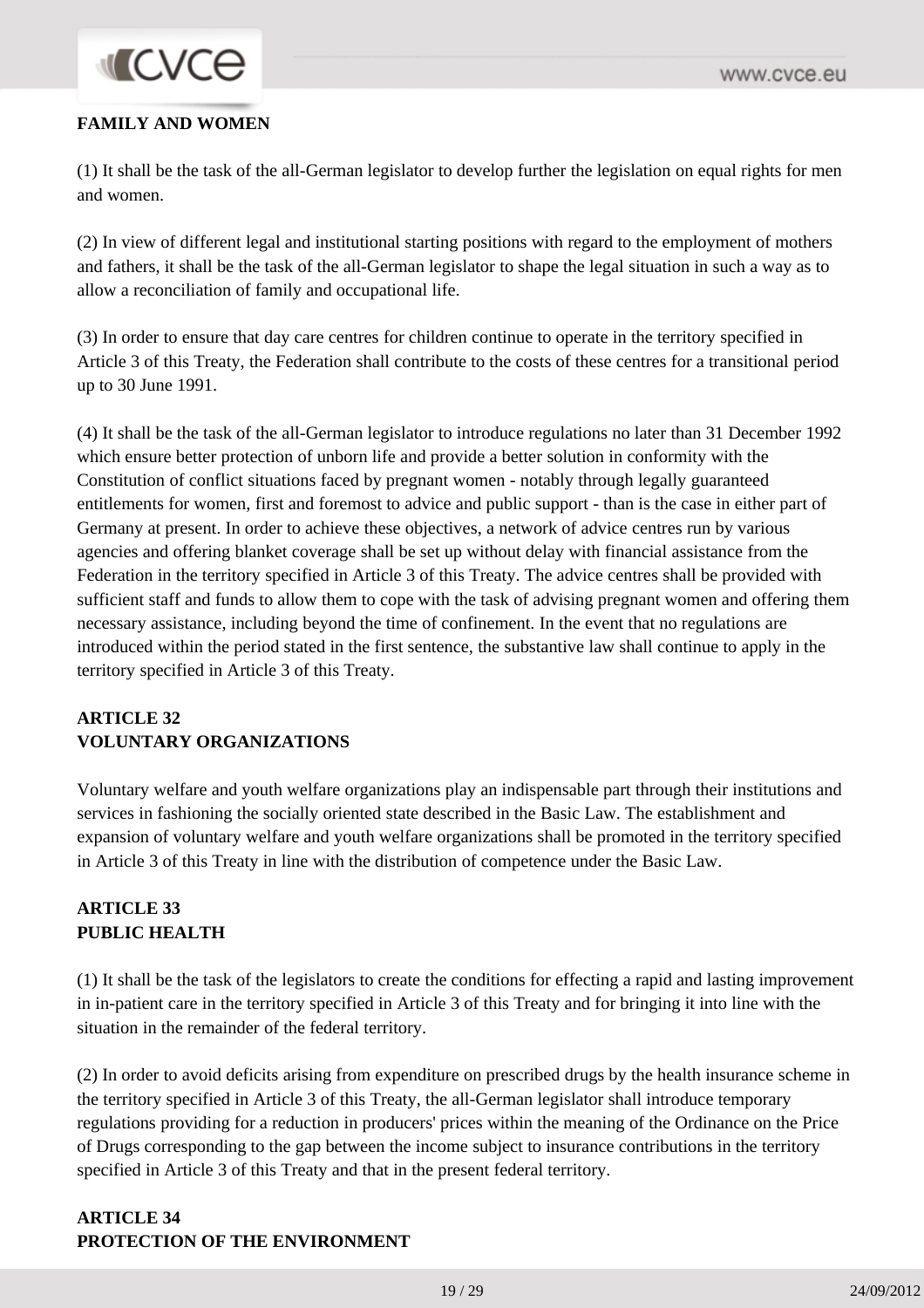**FAMILY AND WOMEN**

(1) It shall be the task of the all-German legislator to develop further the legislation on equal rights for men and women.

(2) In view of different legal and institutional starting positions with regard to the employment of mothers and fathers, it shall be the task of the all-German legislator to shape the legal situation in such a way as to allow a reconciliation of family and occupational life.

(3) In order to ensure that day care centres for children continue to operate in the territory specified in Article 3 of this Treaty, the Federation shall contribute to the costs of these centres for a transitional period up to 30 June 1991.

(4) It shall be the task of the all-German legislator to introduce regulations no later than 31 December 1992 which ensure better protection of unborn life and provide a better solution in conformity with the Constitution of conflict situations faced by pregnant women - notably through legally guaranteed entitlements for women, first and foremost to advice and public support - than is the case in either part of Germany at present. In order to achieve these objectives, a network of advice centres run by various agencies and offering blanket coverage shall be set up without delay with financial assistance from the Federation in the territory specified in Article 3 of this Treaty. The advice centres shall be provided with sufficient staff and funds to allow them to cope with the task of advising pregnant women and offering them necessary assistance, including beyond the time of confinement. In the event that no regulations are introduced within the period stated in the first sentence, the substantive law shall continue to apply in the territory specified in Article 3 of this Treaty.

## ARTICLE 32
## VOLUNTARY ORGANIZATIONS

Voluntary welfare and youth welfare organizations play an indispensable part through their institutions and services in fashioning the socially oriented state described in the Basic Law. The establishment and expansion of voluntary welfare and youth welfare organizations shall be promoted in the territory specified in Article 3 of this Treaty in line with the distribution of competence under the Basic Law.

## ARTICLE 33
## PUBLIC HEALTH

(1) It shall be the task of the legislators to create the conditions for effecting a rapid and lasting improvement in in-patient care in the territory specified in Article 3 of this Treaty and for bringing it into line with the situation in the remainder of the federal territory.

(2) In order to avoid deficits arising from expenditure on prescribed drugs by the health insurance scheme in the territory specified in Article 3 of this Treaty, the all-German legislator shall introduce temporary regulations providing for a reduction in producers' prices within the meaning of the Ordinance on the Price of Drugs corresponding to the gap between the income subject to insurance contributions in the territory specified in Article 3 of this Treaty and that in the present federal territory.

## ARTICLE 34
## PROTECTION OF THE ENVIRONMENT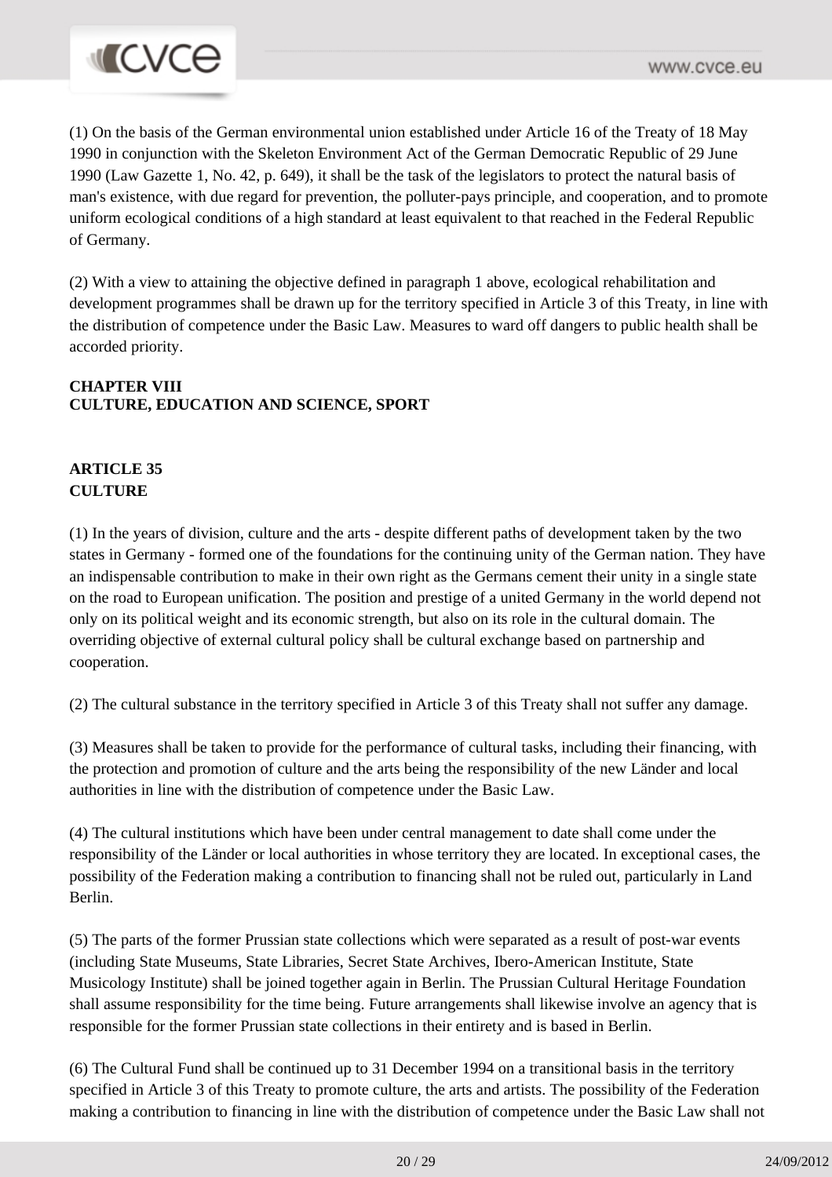(1) On the basis of the German environmental union established under Article 16 of the Treaty of 18 May 1990 in conjunction with the Skeleton Environment Act of the German Democratic Republic of 29 June 1990 (Law Gazette 1, No. 42, p. 649), it shall be the task of the legislators to protect the natural basis of man's existence, with due regard for prevention, the polluter-pays principle, and cooperation, and to promote uniform ecological conditions of a high standard at least equivalent to that reached in the Federal Republic of Germany.

(2) With a view to attaining the objective defined in paragraph 1 above, ecological rehabilitation and development programmes shall be drawn up for the territory specified in Article 3 of this Treaty, in line with the distribution of competence under the Basic Law. Measures to ward off dangers to public health shall be accorded priority.

## CHAPTER VIII
## CULTURE, EDUCATION AND SCIENCE, SPORT

### ARTICLE 35
### CULTURE

(1) In the years of division, culture and the arts - despite different paths of development taken by the two states in Germany - formed one of the foundations for the continuing unity of the German nation. They have an indispensable contribution to make in their own right as the Germans cement their unity in a single state on the road to European unification. The position and prestige of a united Germany in the world depend not only on its political weight and its economic strength, but also on its role in the cultural domain. The overriding objective of external cultural policy shall be cultural exchange based on partnership and cooperation.

(2) The cultural substance in the territory specified in Article 3 of this Treaty shall not suffer any damage.

(3) Measures shall be taken to provide for the performance of cultural tasks, including their financing, with the protection and promotion of culture and the arts being the responsibility of the new Länder and local authorities in line with the distribution of competence under the Basic Law.

(4) The cultural institutions which have been under central management to date shall come under the responsibility of the Länder or local authorities in whose territory they are located. In exceptional cases, the possibility of the Federation making a contribution to financing shall not be ruled out, particularly in Land Berlin.

(5) The parts of the former Prussian state collections which were separated as a result of post-war events (including State Museums, State Libraries, Secret State Archives, Ibero-American Institute, State Musicology Institute) shall be joined together again in Berlin. The Prussian Cultural Heritage Foundation shall assume responsibility for the time being. Future arrangements shall likewise involve an agency that is responsible for the former Prussian state collections in their entirety and is based in Berlin.

(6) The Cultural Fund shall be continued up to 31 December 1994 on a transitional basis in the territory specified in Article 3 of this Treaty to promote culture, the arts and artists. The possibility of the Federation making a contribution to financing in line with the distribution of competence under the Basic Law shall not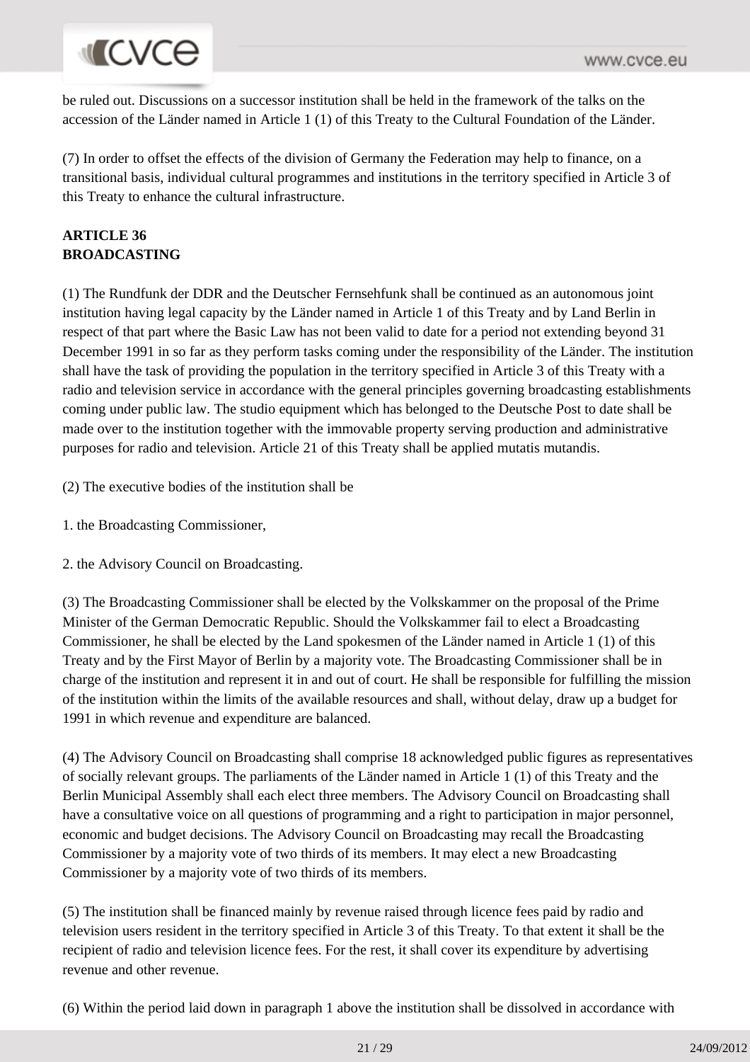be ruled out. Discussions on a successor institution shall be held in the framework of the talks on the accession of the Länder named in Article 1 (1) of this Treaty to the Cultural Foundation of the Länder.

(7) In order to offset the effects of the division of Germany the Federation may help to finance, on a transitional basis, individual cultural programmes and institutions in the territory specified in Article 3 of this Treaty to enhance the cultural infrastructure.

**ARTICLE 36**
**BROADCASTING**

(1) The Rundfunk der DDR and the Deutscher Fernsehfunk shall be continued as an autonomous joint institution having legal capacity by the Länder named in Article 1 of this Treaty and by Land Berlin in respect of that part where the Basic Law has not been valid to date for a period not extending beyond 31 December 1991 in so far as they perform tasks coming under the responsibility of the Länder. The institution shall have the task of providing the population in the territory specified in Article 3 of this Treaty with a radio and television service in accordance with the general principles governing broadcasting establishments coming under public law. The studio equipment which has belonged to the Deutsche Post to date shall be made over to the institution together with the immovable property serving production and administrative purposes for radio and television. Article 21 of this Treaty shall be applied mutatis mutandis.

(2) The executive bodies of the institution shall be

1. the Broadcasting Commissioner,

2. the Advisory Council on Broadcasting.

(3) The Broadcasting Commissioner shall be elected by the Volkskammer on the proposal of the Prime Minister of the German Democratic Republic. Should the Volkskammer fail to elect a Broadcasting Commissioner, he shall be elected by the Land spokesmen of the Länder named in Article 1 (1) of this Treaty and by the First Mayor of Berlin by a majority vote. The Broadcasting Commissioner shall be in charge of the institution and represent it in and out of court. He shall be responsible for fulfilling the mission of the institution within the limits of the available resources and shall, without delay, draw up a budget for 1991 in which revenue and expenditure are balanced.

(4) The Advisory Council on Broadcasting shall comprise 18 acknowledged public figures as representatives of socially relevant groups. The parliaments of the Länder named in Article 1 (1) of this Treaty and the Berlin Municipal Assembly shall each elect three members. The Advisory Council on Broadcasting shall have a consultative voice on all questions of programming and a right to participation in major personnel, economic and budget decisions. The Advisory Council on Broadcasting may recall the Broadcasting Commissioner by a majority vote of two thirds of its members. It may elect a new Broadcasting Commissioner by a majority vote of two thirds of its members.

(5) The institution shall be financed mainly by revenue raised through licence fees paid by radio and television users resident in the territory specified in Article 3 of this Treaty. To that extent it shall be the recipient of radio and television licence fees. For the rest, it shall cover its expenditure by advertising revenue and other revenue.

(6) Within the period laid down in paragraph 1 above the institution shall be dissolved in accordance with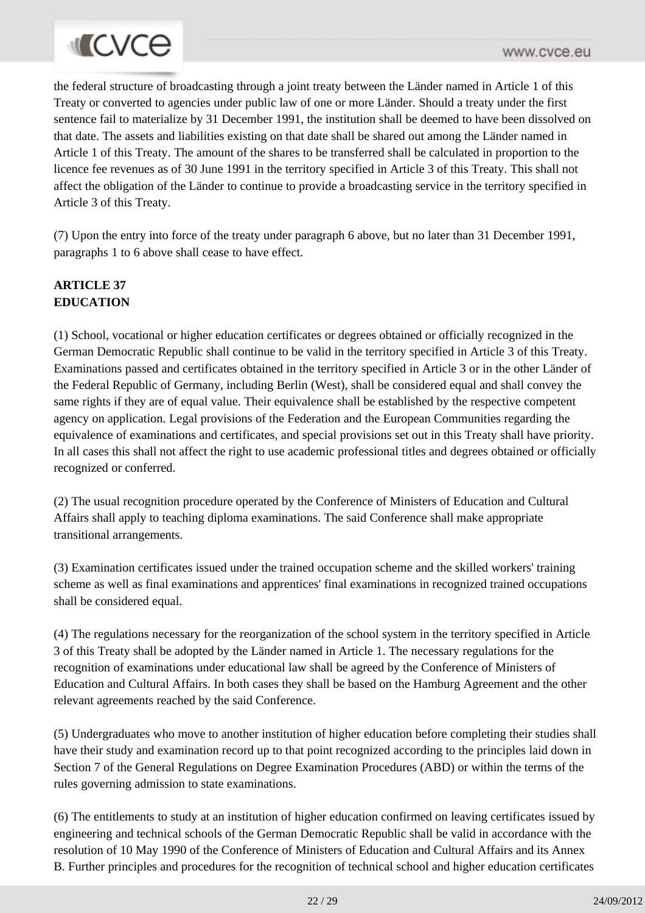the federal structure of broadcasting through a joint treaty between the Länder named in Article 1 of this Treaty or converted to agencies under public law of one or more Länder. Should a treaty under the first sentence fail to materialize by 31 December 1991, the institution shall be deemed to have been dissolved on that date. The assets and liabilities existing on that date shall be shared out among the Länder named in Article 1 of this Treaty. The amount of the shares to be transferred shall be calculated in proportion to the licence fee revenues as of 30 June 1991 in the territory specified in Article 3 of this Treaty. This shall not affect the obligation of the Länder to continue to provide a broadcasting service in the territory specified in Article 3 of this Treaty.

(7) Upon the entry into force of the treaty under paragraph 6 above, but no later than 31 December 1991, paragraphs 1 to 6 above shall cease to have effect.

**ARTICLE 37**
**EDUCATION**

(1) School, vocational or higher education certificates or degrees obtained or officially recognized in the German Democratic Republic shall continue to be valid in the territory specified in Article 3 of this Treaty. Examinations passed and certificates obtained in the territory specified in Article 3 or in the other Länder of the Federal Republic of Germany, including Berlin (West), shall be considered equal and shall convey the same rights if they are of equal value. Their equivalence shall be established by the respective competent agency on application. Legal provisions of the Federation and the European Communities regarding the equivalence of examinations and certificates, and special provisions set out in this Treaty shall have priority. In all cases this shall not affect the right to use academic professional titles and degrees obtained or officially recognized or conferred.

(2) The usual recognition procedure operated by the Conference of Ministers of Education and Cultural Affairs shall apply to teaching diploma examinations. The said Conference shall make appropriate transitional arrangements.

(3) Examination certificates issued under the trained occupation scheme and the skilled workers' training scheme as well as final examinations and apprentices' final examinations in recognized trained occupations shall be considered equal.

(4) The regulations necessary for the reorganization of the school system in the territory specified in Article 3 of this Treaty shall be adopted by the Länder named in Article 1. The necessary regulations for the recognition of examinations under educational law shall be agreed by the Conference of Ministers of Education and Cultural Affairs. In both cases they shall be based on the Hamburg Agreement and the other relevant agreements reached by the said Conference.

(5) Undergraduates who move to another institution of higher education before completing their studies shall have their study and examination record up to that point recognized according to the principles laid down in Section 7 of the General Regulations on Degree Examination Procedures (ABD) or within the terms of the rules governing admission to state examinations.

(6) The entitlements to study at an institution of higher education confirmed on leaving certificates issued by engineering and technical schools of the German Democratic Republic shall be valid in accordance with the resolution of 10 May 1990 of the Conference of Ministers of Education and Cultural Affairs and its Annex B. Further principles and procedures for the recognition of technical school and higher education certificates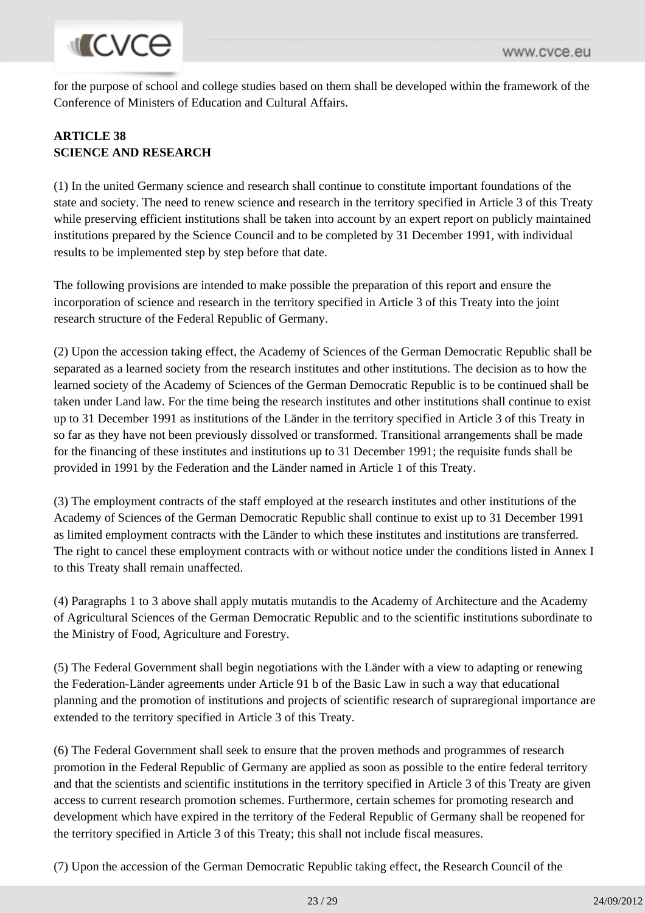for the purpose of school and college studies based on them shall be developed within the framework of the Conference of Ministers of Education and Cultural Affairs.

**ARTICLE 38**
**SCIENCE AND RESEARCH**

(1) In the united Germany science and research shall continue to constitute important foundations of the state and society. The need to renew science and research in the territory specified in Article 3 of this Treaty while preserving efficient institutions shall be taken into account by an expert report on publicly maintained institutions prepared by the Science Council and to be completed by 31 December 1991, with individual results to be implemented step by step before that date.

The following provisions are intended to make possible the preparation of this report and ensure the incorporation of science and research in the territory specified in Article 3 of this Treaty into the joint research structure of the Federal Republic of Germany.

(2) Upon the accession taking effect, the Academy of Sciences of the German Democratic Republic shall be separated as a learned society from the research institutes and other institutions. The decision as to how the learned society of the Academy of Sciences of the German Democratic Republic is to be continued shall be taken under Land law. For the time being the research institutes and other institutions shall continue to exist up to 31 December 1991 as institutions of the Länder in the territory specified in Article 3 of this Treaty in so far as they have not been previously dissolved or transformed. Transitional arrangements shall be made for the financing of these institutes and institutions up to 31 December 1991; the requisite funds shall be provided in 1991 by the Federation and the Länder named in Article 1 of this Treaty.

(3) The employment contracts of the staff employed at the research institutes and other institutions of the Academy of Sciences of the German Democratic Republic shall continue to exist up to 31 December 1991 as limited employment contracts with the Länder to which these institutes and institutions are transferred. The right to cancel these employment contracts with or without notice under the conditions listed in Annex I to this Treaty shall remain unaffected.

(4) Paragraphs 1 to 3 above shall apply mutatis mutandis to the Academy of Architecture and the Academy of Agricultural Sciences of the German Democratic Republic and to the scientific institutions subordinate to the Ministry of Food, Agriculture and Forestry.

(5) The Federal Government shall begin negotiations with the Länder with a view to adapting or renewing the Federation-Länder agreements under Article 91 b of the Basic Law in such a way that educational planning and the promotion of institutions and projects of scientific research of supraregional importance are extended to the territory specified in Article 3 of this Treaty.

(6) The Federal Government shall seek to ensure that the proven methods and programmes of research promotion in the Federal Republic of Germany are applied as soon as possible to the entire federal territory and that the scientists and scientific institutions in the territory specified in Article 3 of this Treaty are given access to current research promotion schemes. Furthermore, certain schemes for promoting research and development which have expired in the territory of the Federal Republic of Germany shall be reopened for the territory specified in Article 3 of this Treaty; this shall not include fiscal measures.

(7) Upon the accession of the German Democratic Republic taking effect, the Research Council of the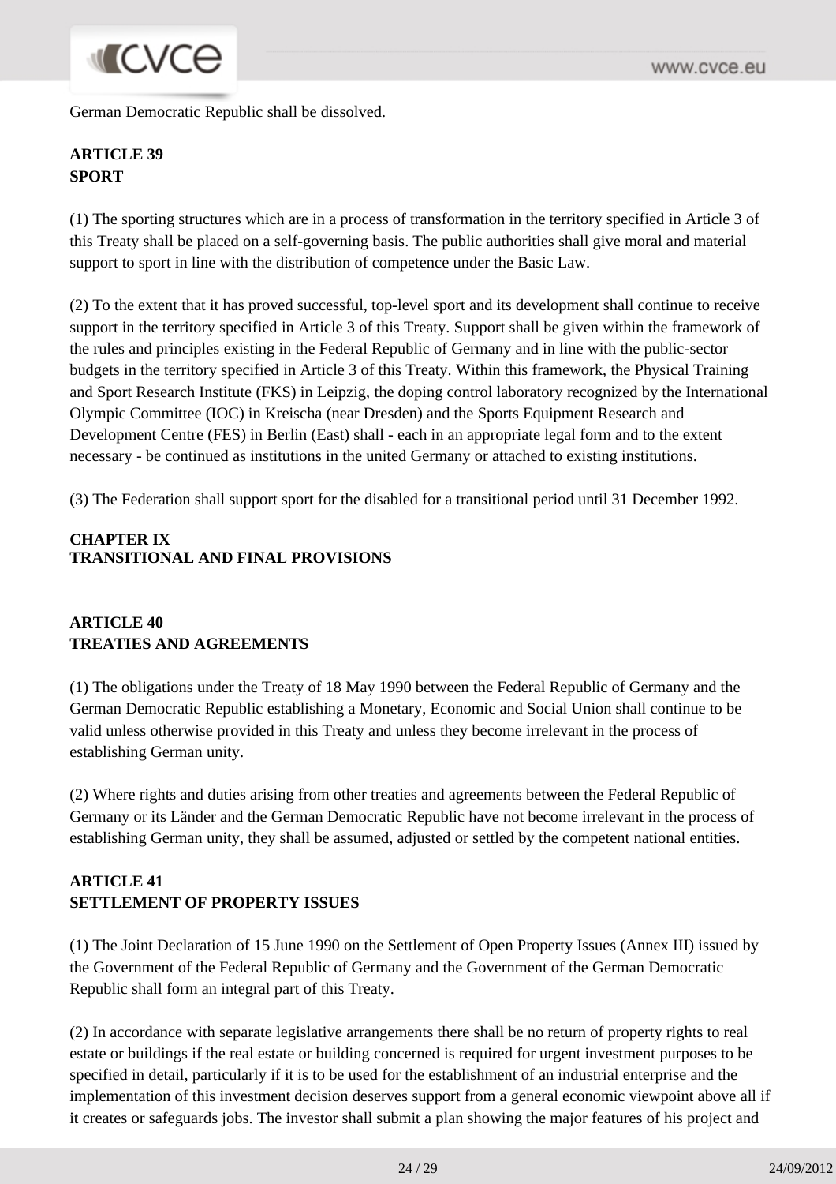German Democratic Republic shall be dissolved.

**ARTICLE 39**
**SPORT**

(1) The sporting structures which are in a process of transformation in the territory specified in Article 3 of this Treaty shall be placed on a self-governing basis. The public authorities shall give moral and material support to sport in line with the distribution of competence under the Basic Law.

(2) To the extent that it has proved successful, top-level sport and its development shall continue to receive support in the territory specified in Article 3 of this Treaty. Support shall be given within the framework of the rules and principles existing in the Federal Republic of Germany and in line with the public-sector budgets in the territory specified in Article 3 of this Treaty. Within this framework, the Physical Training and Sport Research Institute (FKS) in Leipzig, the doping control laboratory recognized by the International Olympic Committee (IOC) in Kreischa (near Dresden) and the Sports Equipment Research and Development Centre (FES) in Berlin (East) shall - each in an appropriate legal form and to the extent necessary - be continued as institutions in the united Germany or attached to existing institutions.

(3) The Federation shall support sport for the disabled for a transitional period until 31 December 1992.

## CHAPTER IX
## TRANSITIONAL AND FINAL PROVISIONS

**ARTICLE 40**
**TREATIES AND AGREEMENTS**

(1) The obligations under the Treaty of 18 May 1990 between the Federal Republic of Germany and the German Democratic Republic establishing a Monetary, Economic and Social Union shall continue to be valid unless otherwise provided in this Treaty and unless they become irrelevant in the process of establishing German unity.

(2) Where rights and duties arising from other treaties and agreements between the Federal Republic of Germany or its Länder and the German Democratic Republic have not become irrelevant in the process of establishing German unity, they shall be assumed, adjusted or settled by the competent national entities.

**ARTICLE 41**
**SETTLEMENT OF PROPERTY ISSUES**

(1) The Joint Declaration of 15 June 1990 on the Settlement of Open Property Issues (Annex III) issued by the Government of the Federal Republic of Germany and the Government of the German Democratic Republic shall form an integral part of this Treaty.

(2) In accordance with separate legislative arrangements there shall be no return of property rights to real estate or buildings if the real estate or building concerned is required for urgent investment purposes to be specified in detail, particularly if it is to be used for the establishment of an industrial enterprise and the implementation of this investment decision deserves support from a general economic viewpoint above all if it creates or safeguards jobs. The investor shall submit a plan showing the major features of his project and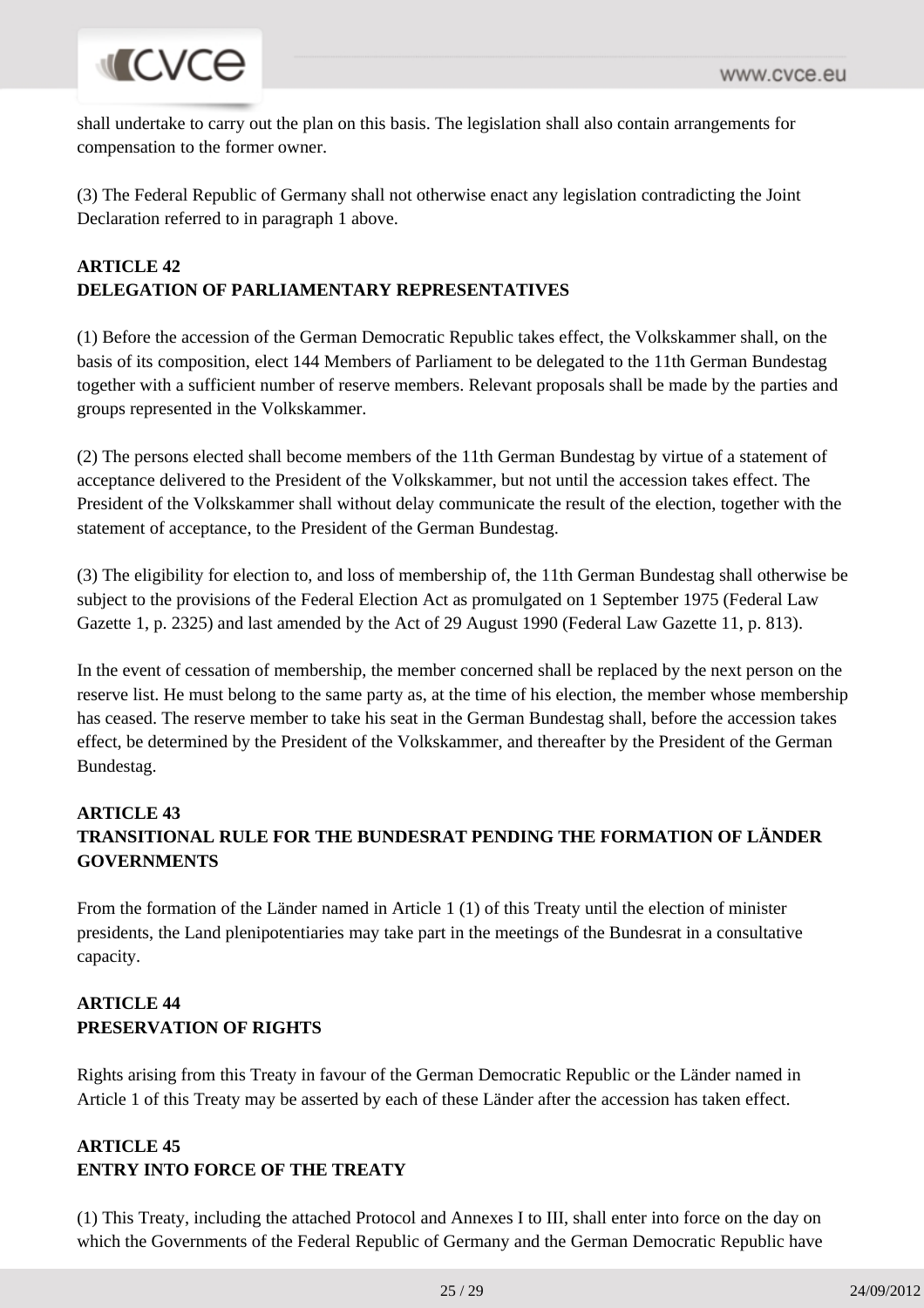shall undertake to carry out the plan on this basis. The legislation shall also contain arrangements for compensation to the former owner.

(3) The Federal Republic of Germany shall not otherwise enact any legislation contradicting the Joint Declaration referred to in paragraph 1 above.

**ARTICLE 42**
**DELEGATION OF PARLIAMENTARY REPRESENTATIVES**

(1) Before the accession of the German Democratic Republic takes effect, the Volkskammer shall, on the basis of its composition, elect 144 Members of Parliament to be delegated to the 11th German Bundestag together with a sufficient number of reserve members. Relevant proposals shall be made by the parties and groups represented in the Volkskammer.

(2) The persons elected shall become members of the 11th German Bundestag by virtue of a statement of acceptance delivered to the President of the Volkskammer, but not until the accession takes effect. The President of the Volkskammer shall without delay communicate the result of the election, together with the statement of acceptance, to the President of the German Bundestag.

(3) The eligibility for election to, and loss of membership of, the 11th German Bundestag shall otherwise be subject to the provisions of the Federal Election Act as promulgated on 1 September 1975 (Federal Law Gazette 1, p. 2325) and last amended by the Act of 29 August 1990 (Federal Law Gazette 11, p. 813).

In the event of cessation of membership, the member concerned shall be replaced by the next person on the reserve list. He must belong to the same party as, at the time of his election, the member whose membership has ceased. The reserve member to take his seat in the German Bundestag shall, before the accession takes effect, be determined by the President of the Volkskammer, and thereafter by the President of the German Bundestag.

**ARTICLE 43**
**TRANSITIONAL RULE FOR THE BUNDESRAT PENDING THE FORMATION OF LÄNDER GOVERNMENTS**

From the formation of the Länder named in Article 1 (1) of this Treaty until the election of minister presidents, the Land plenipotentiaries may take part in the meetings of the Bundesrat in a consultative capacity.

**ARTICLE 44**
**PRESERVATION OF RIGHTS**

Rights arising from this Treaty in favour of the German Democratic Republic or the Länder named in Article 1 of this Treaty may be asserted by each of these Länder after the accession has taken effect.

**ARTICLE 45**
**ENTRY INTO FORCE OF THE TREATY**

(1) This Treaty, including the attached Protocol and Annexes I to III, shall enter into force on the day on which the Governments of the Federal Republic of Germany and the German Democratic Republic have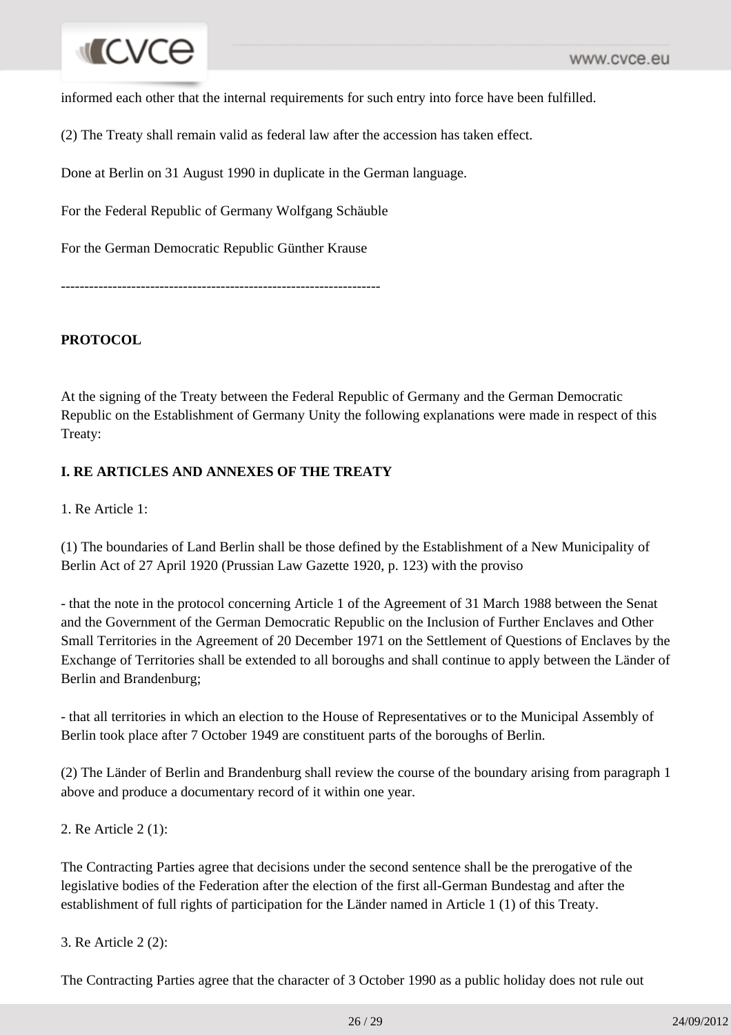informed each other that the internal requirements for such entry into force have been fulfilled.

(2) The Treaty shall remain valid as federal law after the accession has taken effect.

Done at Berlin on 31 August 1990 in duplicate in the German language.

For the Federal Republic of Germany Wolfgang Schäuble

For the German Democratic Republic Günther Krause

---

**PROTOCOL**

At the signing of the Treaty between the Federal Republic of Germany and the German Democratic Republic on the Establishment of Germany Unity the following explanations were made in respect of this Treaty:

**I. RE ARTICLES AND ANNEXES OF THE TREATY**

1. Re Article 1:

(1) The boundaries of Land Berlin shall be those defined by the Establishment of a New Municipality of Berlin Act of 27 April 1920 (Prussian Law Gazette 1920, p. 123) with the proviso

- that the note in the protocol concerning Article 1 of the Agreement of 31 March 1988 between the Senat and the Government of the German Democratic Republic on the Inclusion of Further Enclaves and Other Small Territories in the Agreement of 20 December 1971 on the Settlement of Questions of Enclaves by the Exchange of Territories shall be extended to all boroughs and shall continue to apply between the Länder of Berlin and Brandenburg;

- that all territories in which an election to the House of Representatives or to the Municipal Assembly of Berlin took place after 7 October 1949 are constituent parts of the boroughs of Berlin.

(2) The Länder of Berlin and Brandenburg shall review the course of the boundary arising from paragraph 1 above and produce a documentary record of it within one year.

2. Re Article 2 (1):

The Contracting Parties agree that decisions under the second sentence shall be the prerogative of the legislative bodies of the Federation after the election of the first all-German Bundestag and after the establishment of full rights of participation for the Länder named in Article 1 (1) of this Treaty.

3. Re Article 2 (2):

The Contracting Parties agree that the character of 3 October 1990 as a public holiday does not rule out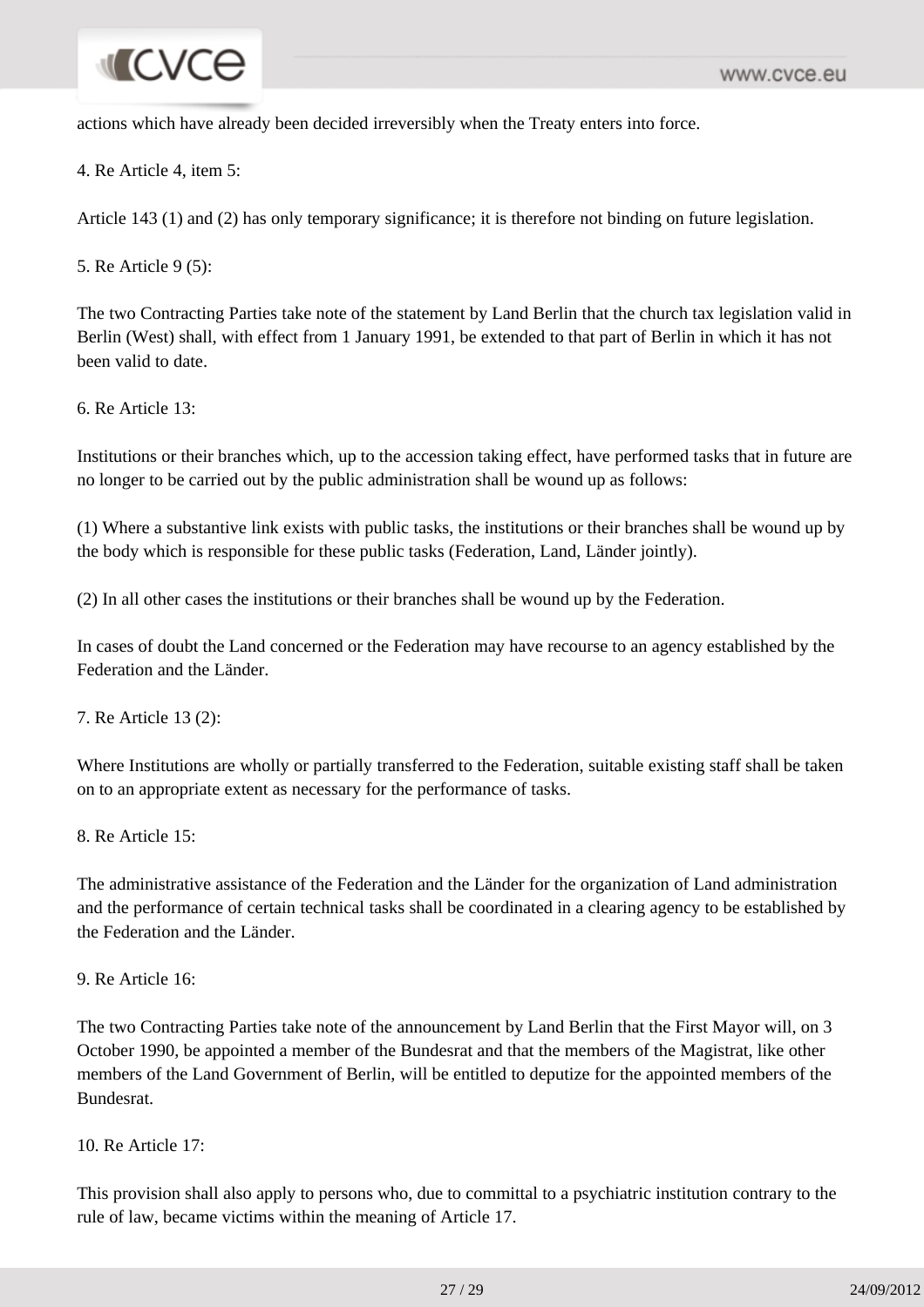actions which have already been decided irreversibly when the Treaty enters into force.

4. Re Article 4, item 5:

Article 143 (1) and (2) has only temporary significance; it is therefore not binding on future legislation.

5. Re Article 9 (5):

The two Contracting Parties take note of the statement by Land Berlin that the church tax legislation valid in Berlin (West) shall, with effect from 1 January 1991, be extended to that part of Berlin in which it has not been valid to date.

6. Re Article 13:

Institutions or their branches which, up to the accession taking effect, have performed tasks that in future are no longer to be carried out by the public administration shall be wound up as follows:

(1) Where a substantive link exists with public tasks, the institutions or their branches shall be wound up by the body which is responsible for these public tasks (Federation, Land, Länder jointly).

(2) In all other cases the institutions or their branches shall be wound up by the Federation.

In cases of doubt the Land concerned or the Federation may have recourse to an agency established by the Federation and the Länder.

7. Re Article 13 (2):

Where Institutions are wholly or partially transferred to the Federation, suitable existing staff shall be taken on to an appropriate extent as necessary for the performance of tasks.

8. Re Article 15:

The administrative assistance of the Federation and the Länder for the organization of Land administration and the performance of certain technical tasks shall be coordinated in a clearing agency to be established by the Federation and the Länder.

9. Re Article 16:

The two Contracting Parties take note of the announcement by Land Berlin that the First Mayor will, on 3 October 1990, be appointed a member of the Bundesrat and that the members of the Magistrat, like other members of the Land Government of Berlin, will be entitled to deputize for the appointed members of the Bundesrat.

10. Re Article 17:

This provision shall also apply to persons who, due to committal to a psychiatric institution contrary to the rule of law, became victims within the meaning of Article 17.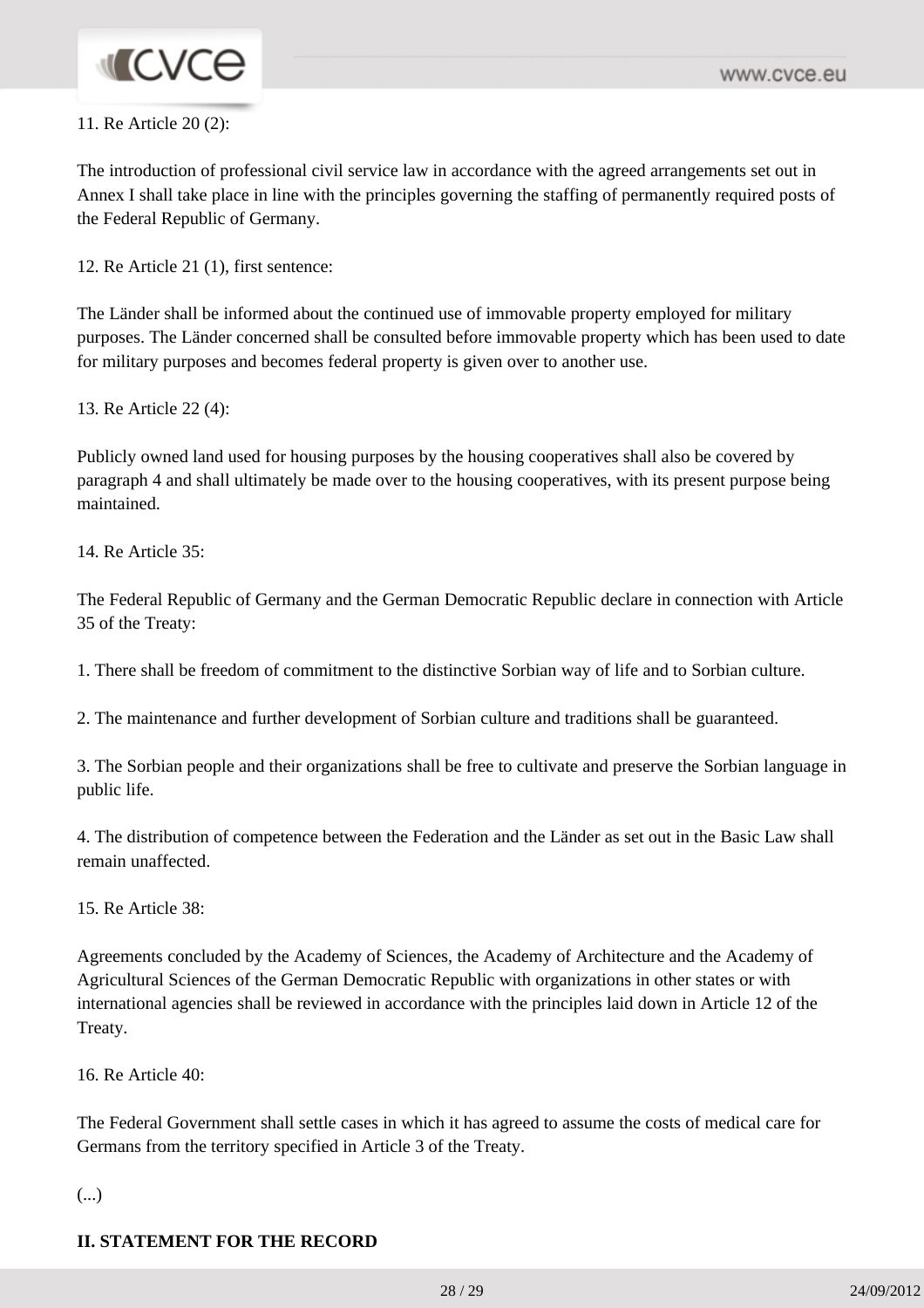11. Re Article 20 (2):

The introduction of professional civil service law in accordance with the agreed arrangements set out in Annex I shall take place in line with the principles governing the staffing of permanently required posts of the Federal Republic of Germany.

12. Re Article 21 (1), first sentence:

The Länder shall be informed about the continued use of immovable property employed for military purposes. The Länder concerned shall be consulted before immovable property which has been used to date for military purposes and becomes federal property is given over to another use.

13. Re Article 22 (4):

Publicly owned land used for housing purposes by the housing cooperatives shall also be covered by paragraph 4 and shall ultimately be made over to the housing cooperatives, with its present purpose being maintained.

14. Re Article 35:

The Federal Republic of Germany and the German Democratic Republic declare in connection with Article 35 of the Treaty:

1. There shall be freedom of commitment to the distinctive Sorbian way of life and to Sorbian culture.

2. The maintenance and further development of Sorbian culture and traditions shall be guaranteed.

3. The Sorbian people and their organizations shall be free to cultivate and preserve the Sorbian language in public life.

4. The distribution of competence between the Federation and the Länder as set out in the Basic Law shall remain unaffected.

15. Re Article 38:

Agreements concluded by the Academy of Sciences, the Academy of Architecture and the Academy of Agricultural Sciences of the German Democratic Republic with organizations in other states or with international agencies shall be reviewed in accordance with the principles laid down in Article 12 of the Treaty.

16. Re Article 40:

The Federal Government shall settle cases in which it has agreed to assume the costs of medical care for Germans from the territory specified in Article 3 of the Treaty.

(...)

**II. STATEMENT FOR THE RECORD**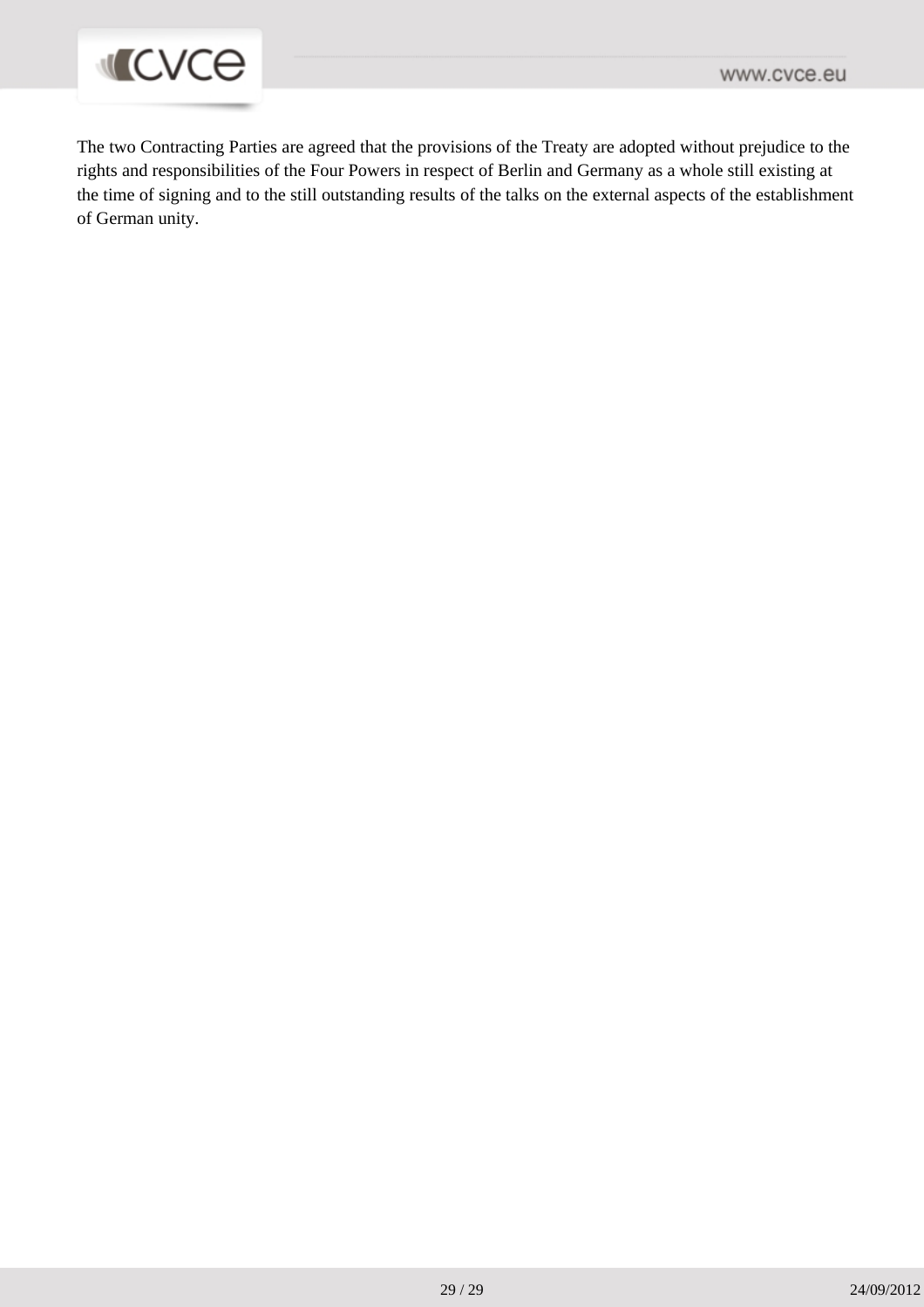The two Contracting Parties are agreed that the provisions of the Treaty are adopted without prejudice to the rights and responsibilities of the Four Powers in respect of Berlin and Germany as a whole still existing at the time of signing and to the still outstanding results of the talks on the external aspects of the establishment of German unity.